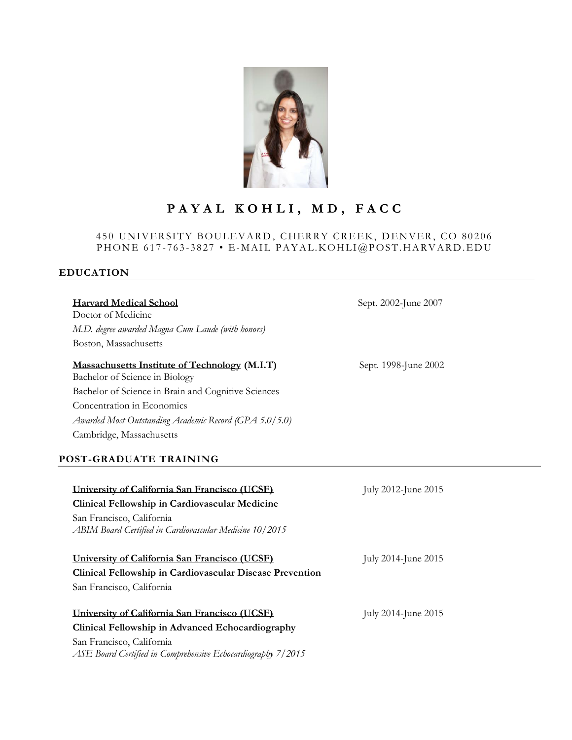# PAYAL KOHLI, MD, FACC

450 UNIVERSITY BOULEVARD, CHERRY CREEK, DENVER, CO 80206
PHONE 617-763-3827 • E-MAIL PAYAL.KOHLI@POST.HARVARD.EDU

## EDUCATION

**Harvard Medical School** — Sept. 2002-June 2007
Doctor of Medicine
*M.D. degree awarded Magna Cum Laude (with honors)*
Boston, Massachusetts

**Massachusetts Institute of Technology (M.I.T)** — Sept. 1998-June 2002
Bachelor of Science in Biology
Bachelor of Science in Brain and Cognitive Sciences
Concentration in Economics
*Awarded Most Outstanding Academic Record (GPA 5.0/5.0)*
Cambridge, Massachusetts

## POST-GRADUATE TRAINING

**University of California San Francisco (UCSF)** — July 2012-June 2015
**Clinical Fellowship in Cardiovascular Medicine**
San Francisco, California
*ABIM Board Certified in Cardiovascular Medicine 10/2015*

**University of California San Francisco (UCSF)** — July 2014-June 2015
**Clinical Fellowship in Cardiovascular Disease Prevention**
San Francisco, California

**University of California San Francisco (UCSF)** — July 2014-June 2015
**Clinical Fellowship in Advanced Echocardiography**
San Francisco, California
*ASE Board Certified in Comprehensive Echocardiography 7/2015*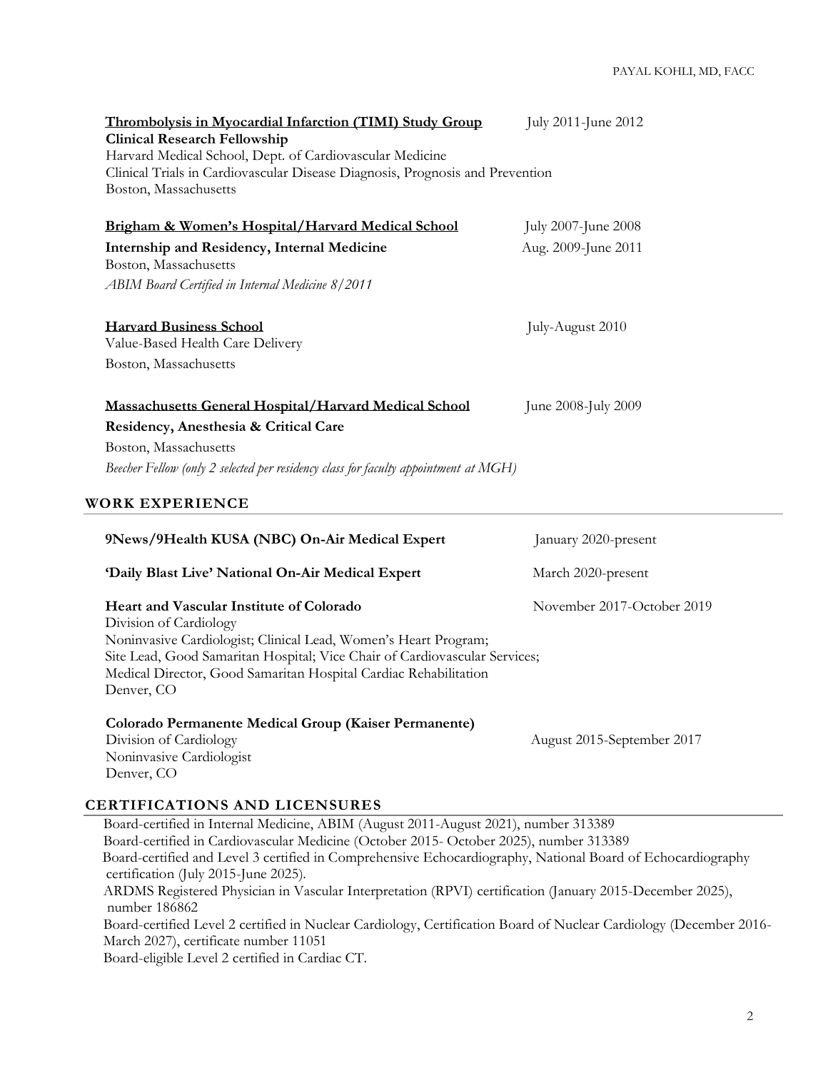**Thrombolysis in Myocardial Infarction (TIMI) Study Group** July 2011-June 2012
**Clinical Research Fellowship**
Harvard Medical School, Dept. of Cardiovascular Medicine
Clinical Trials in Cardiovascular Disease Diagnosis, Prognosis and Prevention
Boston, Massachusetts

**Brigham & Women's Hospital/Harvard Medical School** July 2007-June 2008
**Internship and Residency, Internal Medicine** Aug. 2009-June 2011
Boston, Massachusetts
*ABIM Board Certified in Internal Medicine 8/2011*

**Harvard Business School** July-August 2010
Value-Based Health Care Delivery
Boston, Massachusetts

**Massachusetts General Hospital/Harvard Medical School** June 2008-July 2009
**Residency, Anesthesia & Critical Care**
Boston, Massachusetts
*Beecher Fellow (only 2 selected per residency class for faculty appointment at MGH)*

## WORK EXPERIENCE

**9News/9Health KUSA (NBC) On-Air Medical Expert** January 2020-present

**'Daily Blast Live' National On-Air Medical Expert** March 2020-present

**Heart and Vascular Institute of Colorado** November 2017-October 2019
Division of Cardiology
Noninvasive Cardiologist; Clinical Lead, Women's Heart Program;
Site Lead, Good Samaritan Hospital; Vice Chair of Cardiovascular Services;
Medical Director, Good Samaritan Hospital Cardiac Rehabilitation
Denver, CO

**Colorado Permanente Medical Group (Kaiser Permanente)**
Division of Cardiology August 2015-September 2017
Noninvasive Cardiologist
Denver, CO

## CERTIFICATIONS AND LICENSURES

Board-certified in Internal Medicine, ABIM (August 2011-August 2021), number 313389
Board-certified in Cardiovascular Medicine (October 2015- October 2025), number 313389
Board-certified and Level 3 certified in Comprehensive Echocardiography, National Board of Echocardiography certification (July 2015-June 2025).
ARDMS Registered Physician in Vascular Interpretation (RPVI) certification (January 2015-December 2025), number 186862
Board-certified Level 2 certified in Nuclear Cardiology, Certification Board of Nuclear Cardiology (December 2016-March 2027), certificate number 11051
Board-eligible Level 2 certified in Cardiac CT.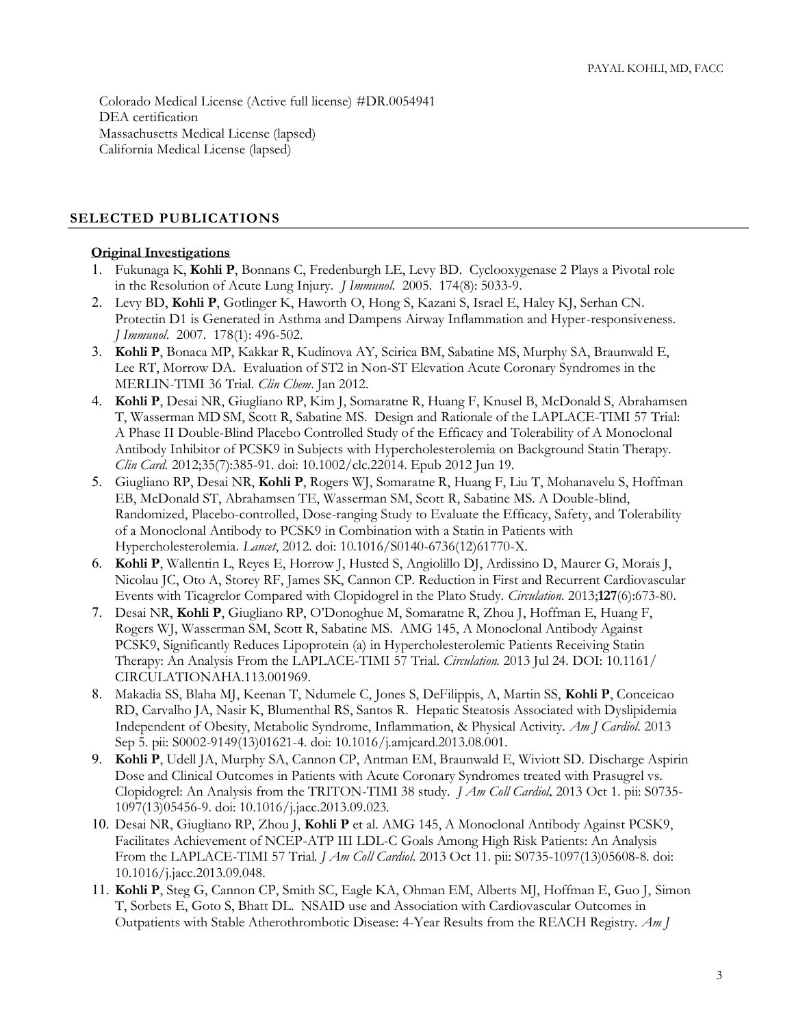Colorado Medical License (Active full license) #DR.0054941
DEA certification
Massachusetts Medical License (lapsed)
California Medical License (lapsed)

## SELECTED PUBLICATIONS

### Original Investigations

1. Fukunaga K, **Kohli P**, Bonnans C, Fredenburgh LE, Levy BD. Cyclooxygenase 2 Plays a Pivotal role in the Resolution of Acute Lung Injury. *J Immunol.* 2005. 174(8): 5033-9.
2. Levy BD, **Kohli P**, Gotlinger K, Haworth O, Hong S, Kazani S, Israel E, Haley KJ, Serhan CN. Protectin D1 is Generated in Asthma and Dampens Airway Inflammation and Hyper-responsiveness. *J Immunol*. 2007. 178(1): 496-502.
3. **Kohli P**, Bonaca MP, Kakkar R, Kudinova AY, Scirica BM, Sabatine MS, Murphy SA, Braunwald E, Lee RT, Morrow DA. Evaluation of ST2 in Non-ST Elevation Acute Coronary Syndromes in the MERLIN-TIMI 36 Trial. *Clin Chem*. Jan 2012.
4. **Kohli P**, Desai NR, Giugliano RP, Kim J, Somaratne R, Huang F, Knusel B, McDonald S, Abrahamsen T, Wasserman MD SM, Scott R, Sabatine MS. Design and Rationale of the LAPLACE-TIMI 57 Trial: A Phase II Double-Blind Placebo Controlled Study of the Efficacy and Tolerability of A Monoclonal Antibody Inhibitor of PCSK9 in Subjects with Hypercholesterolemia on Background Statin Therapy. *Clin Card.* 2012;35(7):385-91. doi: 10.1002/clc.22014. Epub 2012 Jun 19.
5. Giugliano RP, Desai NR, **Kohli P**, Rogers WJ, Somaratne R, Huang F, Liu T, Mohanavelu S, Hoffman EB, McDonald ST, Abrahamsen TE, Wasserman SM, Scott R, Sabatine MS. A Double-blind, Randomized, Placebo-controlled, Dose-ranging Study to Evaluate the Efficacy, Safety, and Tolerability of a Monoclonal Antibody to PCSK9 in Combination with a Statin in Patients with Hypercholesterolemia. *Lancet*, 2012. doi: 10.1016/S0140-6736(12)61770-X.
6. **Kohli P**, Wallentin L, Reyes E, Horrow J, Husted S, Angiolillo DJ, Ardissino D, Maurer G, Morais J, Nicolau JC, Oto A, Storey RF, James SK, Cannon CP. Reduction in First and Recurrent Cardiovascular Events with Ticagrelor Compared with Clopidogrel in the Plato Study. *Circulation*. 2013;**127**(6):673-80.
7. Desai NR, **Kohli P**, Giugliano RP, O'Donoghue M, Somaratne R, Zhou J, Hoffman E, Huang F, Rogers WJ, Wasserman SM, Scott R, Sabatine MS. AMG 145, A Monoclonal Antibody Against PCSK9, Significantly Reduces Lipoprotein (a) in Hypercholesterolemic Patients Receiving Statin Therapy: An Analysis From the LAPLACE-TIMI 57 Trial. *Circulation.* 2013 Jul 24. DOI: 10.1161/ CIRCULATIONAHA.113.001969.
8. Makadia SS, Blaha MJ, Keenan T, Ndumele C, Jones S, DeFilippis, A, Martin SS, **Kohli P**, Conceicao RD, Carvalho JA, Nasir K, Blumenthal RS, Santos R. Hepatic Steatosis Associated with Dyslipidemia Independent of Obesity, Metabolic Syndrome, Inflammation, & Physical Activity. *Am J Cardiol*. 2013 Sep 5. pii: S0002-9149(13)01621-4. doi: 10.1016/j.amjcard.2013.08.001.
9. **Kohli P**, Udell JA, Murphy SA, Cannon CP, Antman EM, Braunwald E, Wiviott SD. Discharge Aspirin Dose and Clinical Outcomes in Patients with Acute Coronary Syndromes treated with Prasugrel vs. Clopidogrel: An Analysis from the TRITON-TIMI 38 study. *J Am Coll Cardiol***.** 2013 Oct 1. pii: S0735-1097(13)05456-9. doi: 10.1016/j.jacc.2013.09.023.
10. Desai NR, Giugliano RP, Zhou J, **Kohli P** et al. AMG 145, A Monoclonal Antibody Against PCSK9, Facilitates Achievement of NCEP-ATP III LDL-C Goals Among High Risk Patients: An Analysis From the LAPLACE-TIMI 57 Trial. *J Am Coll Cardiol*. 2013 Oct 11. pii: S0735-1097(13)05608-8. doi: 10.1016/j.jacc.2013.09.048.
11. **Kohli P**, Steg G, Cannon CP, Smith SC, Eagle KA, Ohman EM, Alberts MJ, Hoffman E, Guo J, Simon T, Sorbets E, Goto S, Bhatt DL. NSAID use and Association with Cardiovascular Outcomes in Outpatients with Stable Atherothrombotic Disease: 4-Year Results from the REACH Registry. *Am J*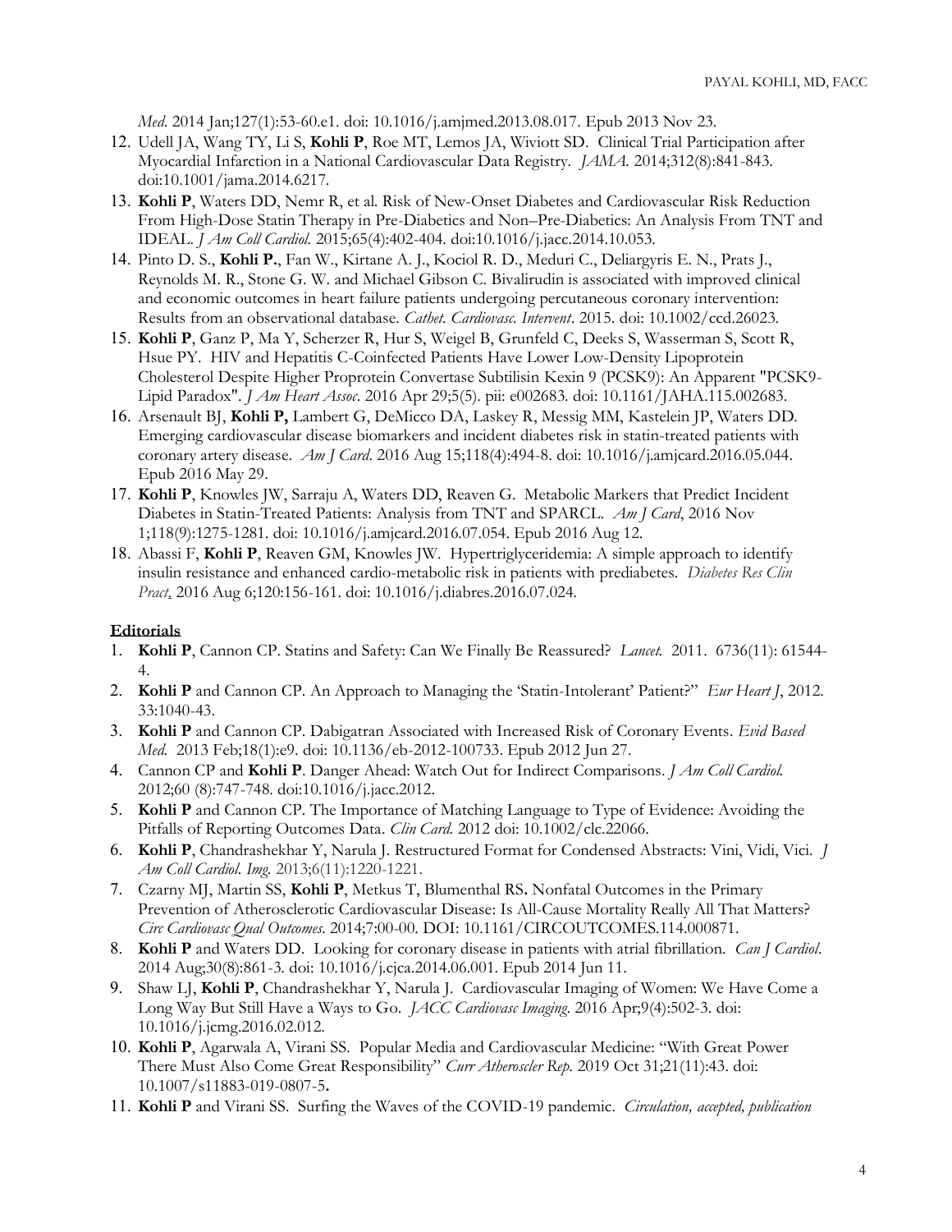*Med*. 2014 Jan;127(1):53-60.e1. doi: 10.1016/j.amjmed.2013.08.017. Epub 2013 Nov 23.

12. Udell JA, Wang TY, Li S, **Kohli P**, Roe MT, Lemos JA, Wiviott SD. Clinical Trial Participation after Myocardial Infarction in a National Cardiovascular Data Registry. *JAMA*. 2014;312(8):841-843. doi:10.1001/jama.2014.6217.
13. **Kohli P**, Waters DD, Nemr R, et al. Risk of New-Onset Diabetes and Cardiovascular Risk Reduction From High-Dose Statin Therapy in Pre-Diabetics and Non–Pre-Diabetics: An Analysis From TNT and IDEAL. *J Am Coll Cardiol*. 2015;65(4):402-404. doi:10.1016/j.jacc.2014.10.053.
14. Pinto D. S., **Kohli P.**, Fan W., Kirtane A. J., Kociol R. D., Meduri C., Deliargyris E. N., Prats J., Reynolds M. R., Stone G. W. and Michael Gibson C. Bivalirudin is associated with improved clinical and economic outcomes in heart failure patients undergoing percutaneous coronary intervention: Results from an observational database. *Cathet. Cardiovasc. Intervent*. 2015. doi: 10.1002/ccd.26023.
15. **Kohli P**, Ganz P, Ma Y, Scherzer R, Hur S, Weigel B, Grunfeld C, Deeks S, Wasserman S, Scott R, Hsue PY. HIV and Hepatitis C-Coinfected Patients Have Lower Low-Density Lipoprotein Cholesterol Despite Higher Proprotein Convertase Subtilisin Kexin 9 (PCSK9): An Apparent "PCSK9-Lipid Paradox". *J Am Heart Assoc*. 2016 Apr 29;5(5). pii: e002683. doi: 10.1161/JAHA.115.002683.
16. Arsenault BJ, **Kohli P,** Lambert G, DeMicco DA, Laskey R, Messig MM, Kastelein JP, Waters DD. Emerging cardiovascular disease biomarkers and incident diabetes risk in statin-treated patients with coronary artery disease. *Am J Card*. 2016 Aug 15;118(4):494-8. doi: 10.1016/j.amjcard.2016.05.044. Epub 2016 May 29.
17. **Kohli P**, Knowles JW, Sarraju A, Waters DD, Reaven G. Metabolic Markers that Predict Incident Diabetes in Statin-Treated Patients: Analysis from TNT and SPARCL. *Am J Card*, 2016 Nov 1;118(9):1275-1281. doi: 10.1016/j.amjcard.2016.07.054. Epub 2016 Aug 12.
18. Abassi F, **Kohli P**, Reaven GM, Knowles JW. Hypertriglyceridemia: A simple approach to identify insulin resistance and enhanced cardio-metabolic risk in patients with prediabetes. *Diabetes Res Clin Pract*. 2016 Aug 6;120:156-161. doi: 10.1016/j.diabres.2016.07.024.

**Editorials**

1. **Kohli P**, Cannon CP. Statins and Safety: Can We Finally Be Reassured? *Lancet.* 2011. 6736(11): 61544-4.
2. **Kohli P** and Cannon CP. An Approach to Managing the 'Statin-Intolerant' Patient?" *Eur Heart J*, 2012. 33:1040-43.
3. **Kohli P** and Cannon CP. Dabigatran Associated with Increased Risk of Coronary Events. *Evid Based Med.* 2013 Feb;18(1):e9. doi: 10.1136/eb-2012-100733. Epub 2012 Jun 27.
4. Cannon CP and **Kohli P**. Danger Ahead: Watch Out for Indirect Comparisons. *J Am Coll Cardiol.* 2012;60 (8):747-748. doi:10.1016/j.jacc.2012.
5. **Kohli P** and Cannon CP. The Importance of Matching Language to Type of Evidence: Avoiding the Pitfalls of Reporting Outcomes Data. *Clin Card.* 2012 doi: 10.1002/clc.22066.
6. **Kohli P**, Chandrashekhar Y, Narula J. Restructured Format for Condensed Abstracts: Vini, Vidi, Vici. *J Am Coll Cardiol. Img.* 2013;6(11):1220-1221.
7. Czarny MJ, Martin SS, **Kohli P**, Metkus T, Blumenthal RS**.** Nonfatal Outcomes in the Primary Prevention of Atherosclerotic Cardiovascular Disease: Is All-Cause Mortality Really All That Matters? *Circ Cardiovasc Qual Outcomes.* 2014;7:00-00. DOI: 10.1161/CIRCOUTCOMES.114.000871.
8. **Kohli P** and Waters DD. Looking for coronary disease in patients with atrial fibrillation. *Can J Cardiol*. 2014 Aug;30(8):861-3. doi: 10.1016/j.cjca.2014.06.001. Epub 2014 Jun 11.
9. Shaw LJ, **Kohli P**, Chandrashekhar Y, Narula J. Cardiovascular Imaging of Women: We Have Come a Long Way But Still Have a Ways to Go. *JACC Cardiovasc Imaging.* 2016 Apr;9(4):502-3. doi: 10.1016/j.jcmg.2016.02.012.
10. **Kohli P**, Agarwala A, Virani SS. Popular Media and Cardiovascular Medicine: "With Great Power There Must Also Come Great Responsibility" *Curr Atheroscler Rep.* 2019 Oct 31;21(11):43. doi: 10.1007/s11883-019-0807-5**.**
11. **Kohli P** and Virani SS. Surfing the Waves of the COVID-19 pandemic. *Circulation, accepted, publication*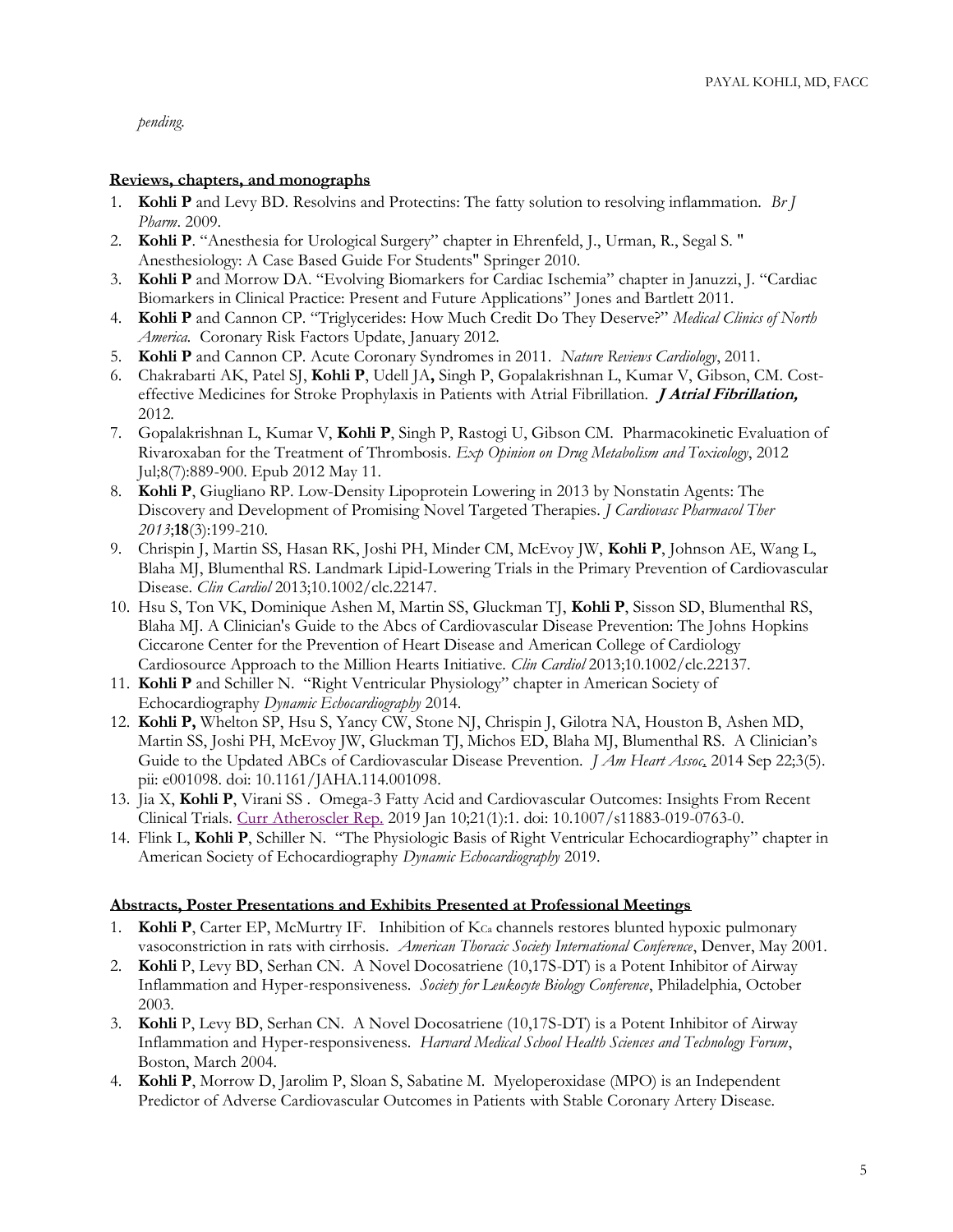*pending.*

**Reviews, chapters, and monographs**

1. **Kohli P** and Levy BD. Resolvins and Protectins: The fatty solution to resolving inflammation. *Br J Pharm*. 2009.
2. **Kohli P**. "Anesthesia for Urological Surgery" chapter in Ehrenfeld, J., Urman, R., Segal S. " Anesthesiology: A Case Based Guide For Students" Springer 2010.
3. **Kohli P** and Morrow DA. "Evolving Biomarkers for Cardiac Ischemia" chapter in Januzzi, J. "Cardiac Biomarkers in Clinical Practice: Present and Future Applications" Jones and Bartlett 2011.
4. **Kohli P** and Cannon CP. "Triglycerides: How Much Credit Do They Deserve?" *Medical Clinics of North America.* Coronary Risk Factors Update, January 2012.
5. **Kohli P** and Cannon CP. Acute Coronary Syndromes in 2011. *Nature Reviews Cardiology*, 2011.
6. Chakrabarti AK, Patel SJ, **Kohli P**, Udell JA**,** Singh P, Gopalakrishnan L, Kumar V, Gibson, CM. Cost-effective Medicines for Stroke Prophylaxis in Patients with Atrial Fibrillation. ***J Atrial Fibrillation,*** 2012.
7. Gopalakrishnan L, Kumar V, **Kohli P**, Singh P, Rastogi U, Gibson CM. Pharmacokinetic Evaluation of Rivaroxaban for the Treatment of Thrombosis. *Exp Opinion on Drug Metabolism and Toxicology*, 2012 Jul;8(7):889-900. Epub 2012 May 11.
8. **Kohli P**, Giugliano RP. Low-Density Lipoprotein Lowering in 2013 by Nonstatin Agents: The Discovery and Development of Promising Novel Targeted Therapies. *J Cardiovasc Pharmacol Ther 2013*;**18**(3):199-210.
9. Chrispin J, Martin SS, Hasan RK, Joshi PH, Minder CM, McEvoy JW, **Kohli P**, Johnson AE, Wang L, Blaha MJ, Blumenthal RS. Landmark Lipid-Lowering Trials in the Primary Prevention of Cardiovascular Disease. *Clin Cardiol* 2013;10.1002/clc.22147.
10. Hsu S, Ton VK, Dominique Ashen M, Martin SS, Gluckman TJ, **Kohli P**, Sisson SD, Blumenthal RS, Blaha MJ. A Clinician's Guide to the Abcs of Cardiovascular Disease Prevention: The Johns Hopkins Ciccarone Center for the Prevention of Heart Disease and American College of Cardiology Cardiosource Approach to the Million Hearts Initiative. *Clin Cardiol* 2013;10.1002/clc.22137.
11. **Kohli P** and Schiller N. "Right Ventricular Physiology" chapter in American Society of Echocardiography *Dynamic Echocardiography* 2014.
12. **Kohli P,** Whelton SP, Hsu S, Yancy CW, Stone NJ, Chrispin J, Gilotra NA, Houston B, Ashen MD, Martin SS, Joshi PH, McEvoy JW, Gluckman TJ, Michos ED, Blaha MJ, Blumenthal RS. A Clinician's Guide to the Updated ABCs of Cardiovascular Disease Prevention. *J Am Heart Assoc*. 2014 Sep 22;3(5). pii: e001098. doi: 10.1161/JAHA.114.001098.
13. Jia X, **Kohli P**, Virani SS . Omega-3 Fatty Acid and Cardiovascular Outcomes: Insights From Recent Clinical Trials. Curr Atheroscler Rep. 2019 Jan 10;21(1):1. doi: 10.1007/s11883-019-0763-0.
14. Flink L, **Kohli P**, Schiller N. "The Physiologic Basis of Right Ventricular Echocardiography" chapter in American Society of Echocardiography *Dynamic Echocardiography* 2019.

**Abstracts, Poster Presentations and Exhibits Presented at Professional Meetings**

1. **Kohli P**, Carter EP, McMurtry IF. Inhibition of $K_{Ca}$ channels restores blunted hypoxic pulmonary vasoconstriction in rats with cirrhosis. *American Thoracic Society International Conference*, Denver, May 2001.
2. **Kohli** P, Levy BD, Serhan CN. A Novel Docosatriene (10,17S-DT) is a Potent Inhibitor of Airway Inflammation and Hyper-responsiveness. *Society for Leukocyte Biology Conference*, Philadelphia, October 2003.
3. **Kohli** P, Levy BD, Serhan CN. A Novel Docosatriene (10,17S-DT) is a Potent Inhibitor of Airway Inflammation and Hyper-responsiveness. *Harvard Medical School Health Sciences and Technology Forum*, Boston, March 2004.
4. **Kohli P**, Morrow D, Jarolim P, Sloan S, Sabatine M. Myeloperoxidase (MPO) is an Independent Predictor of Adverse Cardiovascular Outcomes in Patients with Stable Coronary Artery Disease.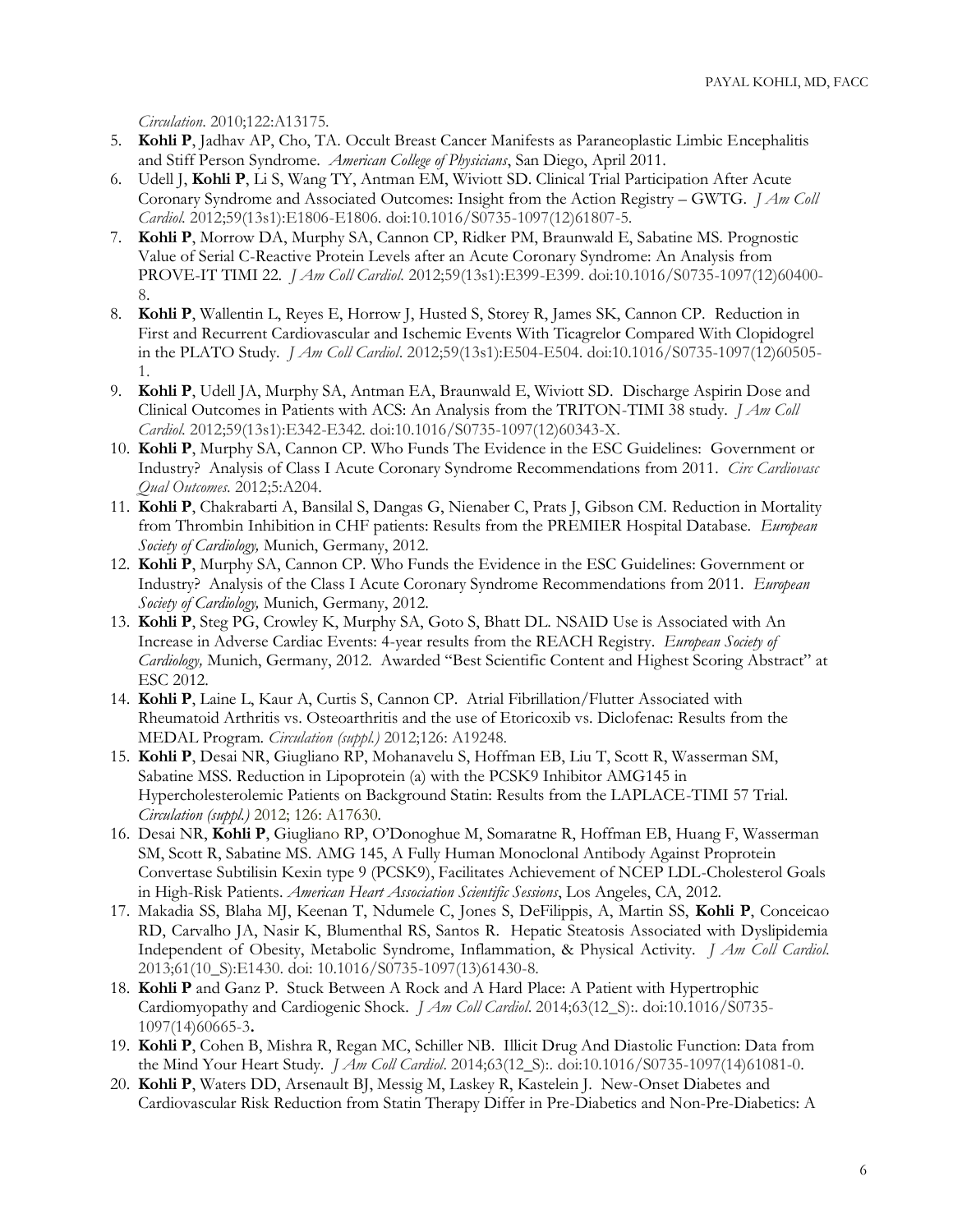*Circulation*. 2010;122:A13175.

5. **Kohli P**, Jadhav AP, Cho, TA. Occult Breast Cancer Manifests as Paraneoplastic Limbic Encephalitis and Stiff Person Syndrome. *American College of Physicians*, San Diego, April 2011.
6. Udell J, **Kohli P**, Li S, Wang TY, Antman EM, Wiviott SD. Clinical Trial Participation After Acute Coronary Syndrome and Associated Outcomes: Insight from the Action Registry – GWTG. *J Am Coll Cardiol*. 2012;59(13s1):E1806-E1806. doi:10.1016/S0735-1097(12)61807-5.
7. **Kohli P**, Morrow DA, Murphy SA, Cannon CP, Ridker PM, Braunwald E, Sabatine MS. Prognostic Value of Serial C-Reactive Protein Levels after an Acute Coronary Syndrome: An Analysis from PROVE-IT TIMI 22. *J Am Coll Cardiol*. 2012;59(13s1):E399-E399. doi:10.1016/S0735-1097(12)60400-8.
8. **Kohli P**, Wallentin L, Reyes E, Horrow J, Husted S, Storey R, James SK, Cannon CP. Reduction in First and Recurrent Cardiovascular and Ischemic Events With Ticagrelor Compared With Clopidogrel in the PLATO Study. *J Am Coll Cardiol*. 2012;59(13s1):E504-E504. doi:10.1016/S0735-1097(12)60505-1.
9. **Kohli P**, Udell JA, Murphy SA, Antman EA, Braunwald E, Wiviott SD. Discharge Aspirin Dose and Clinical Outcomes in Patients with ACS: An Analysis from the TRITON-TIMI 38 study. *J Am Coll Cardiol*. 2012;59(13s1):E342-E342. doi:10.1016/S0735-1097(12)60343-X.
10. **Kohli P**, Murphy SA, Cannon CP. Who Funds The Evidence in the ESC Guidelines: Government or Industry? Analysis of Class I Acute Coronary Syndrome Recommendations from 2011. *Circ Cardiovasc Qual Outcomes*. 2012;5:A204.
11. **Kohli P**, Chakrabarti A, Bansilal S, Dangas G, Nienaber C, Prats J, Gibson CM. Reduction in Mortality from Thrombin Inhibition in CHF patients: Results from the PREMIER Hospital Database. *European Society of Cardiology,* Munich, Germany, 2012.
12. **Kohli P**, Murphy SA, Cannon CP. Who Funds the Evidence in the ESC Guidelines: Government or Industry? Analysis of the Class I Acute Coronary Syndrome Recommendations from 2011. *European Society of Cardiology,* Munich, Germany, 2012.
13. **Kohli P**, Steg PG, Crowley K, Murphy SA, Goto S, Bhatt DL. NSAID Use is Associated with An Increase in Adverse Cardiac Events: 4-year results from the REACH Registry. *European Society of Cardiology,* Munich, Germany, 2012. Awarded "Best Scientific Content and Highest Scoring Abstract" at ESC 2012.
14. **Kohli P**, Laine L, Kaur A, Curtis S, Cannon CP. Atrial Fibrillation/Flutter Associated with Rheumatoid Arthritis vs. Osteoarthritis and the use of Etoricoxib vs. Diclofenac: Results from the MEDAL Program. *Circulation (suppl.)* 2012;126: A19248.
15. **Kohli P**, Desai NR, Giugliano RP, Mohanavelu S, Hoffman EB, Liu T, Scott R, Wasserman SM, Sabatine MSS. Reduction in Lipoprotein (a) with the PCSK9 Inhibitor AMG145 in Hypercholesterolemic Patients on Background Statin: Results from the LAPLACE-TIMI 57 Trial. *Circulation (suppl.)* 2012; 126: A17630.
16. Desai NR, **Kohli P**, Giugliano RP, O'Donoghue M, Somaratne R, Hoffman EB, Huang F, Wasserman SM, Scott R, Sabatine MS. AMG 145, A Fully Human Monoclonal Antibody Against Proprotein Convertase Subtilisin Kexin type 9 (PCSK9), Facilitates Achievement of NCEP LDL-Cholesterol Goals in High-Risk Patients. *American Heart Association Scientific Sessions*, Los Angeles, CA, 2012.
17. Makadia SS, Blaha MJ, Keenan T, Ndumele C, Jones S, DeFilippis, A, Martin SS, **Kohli P**, Conceicao RD, Carvalho JA, Nasir K, Blumenthal RS, Santos R. Hepatic Steatosis Associated with Dyslipidemia Independent of Obesity, Metabolic Syndrome, Inflammation, & Physical Activity. *J Am Coll Cardiol*. 2013;61(10_S):E1430. doi: 10.1016/S0735-1097(13)61430-8.
18. **Kohli P** and Ganz P. Stuck Between A Rock and A Hard Place: A Patient with Hypertrophic Cardiomyopathy and Cardiogenic Shock. *J Am Coll Cardiol*. 2014;63(12_S):. doi:10.1016/S0735-1097(14)60665-3.
19. **Kohli P**, Cohen B, Mishra R, Regan MC, Schiller NB. Illicit Drug And Diastolic Function: Data from the Mind Your Heart Study. *J Am Coll Cardiol*. 2014;63(12_S):. doi:10.1016/S0735-1097(14)61081-0.
20. **Kohli P**, Waters DD, Arsenault BJ, Messig M, Laskey R, Kastelein J. New-Onset Diabetes and Cardiovascular Risk Reduction from Statin Therapy Differ in Pre-Diabetics and Non-Pre-Diabetics: A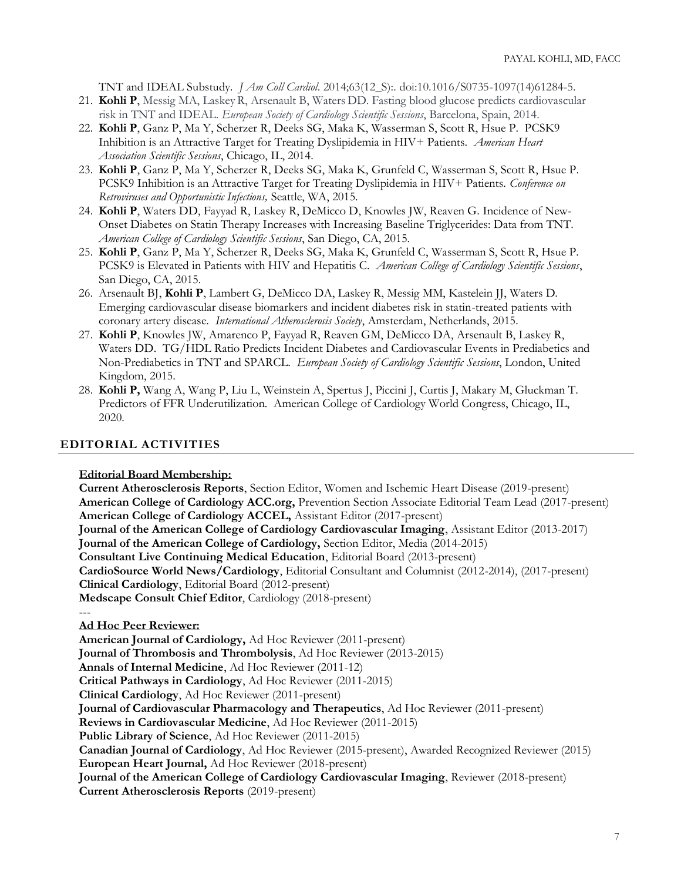TNT and IDEAL Substudy. *J Am Coll Cardiol*. 2014;63(12_S):. doi:10.1016/S0735-1097(14)61284-5.

21. **Kohli P**, Messig MA, Laskey R, Arsenault B, Waters DD. Fasting blood glucose predicts cardiovascular risk in TNT and IDEAL. *European Society of Cardiology Scientific Sessions*, Barcelona, Spain, 2014.
22. **Kohli P**, Ganz P, Ma Y, Scherzer R, Deeks SG, Maka K, Wasserman S, Scott R, Hsue P. PCSK9 Inhibition is an Attractive Target for Treating Dyslipidemia in HIV+ Patients. *American Heart Association Scientific Sessions*, Chicago, IL, 2014.
23. **Kohli P**, Ganz P, Ma Y, Scherzer R, Deeks SG, Maka K, Grunfeld C, Wasserman S, Scott R, Hsue P. PCSK9 Inhibition is an Attractive Target for Treating Dyslipidemia in HIV+ Patients. *Conference on Retroviruses and Opportunistic Infections,* Seattle, WA, 2015.
24. **Kohli P**, Waters DD, Fayyad R, Laskey R, DeMicco D, Knowles JW, Reaven G. Incidence of New-Onset Diabetes on Statin Therapy Increases with Increasing Baseline Triglycerides: Data from TNT. *American College of Cardiology Scientific Sessions*, San Diego, CA, 2015.
25. **Kohli P**, Ganz P, Ma Y, Scherzer R, Deeks SG, Maka K, Grunfeld C, Wasserman S, Scott R, Hsue P. PCSK9 is Elevated in Patients with HIV and Hepatitis C. *American College of Cardiology Scientific Sessions*, San Diego, CA, 2015.
26. Arsenault BJ, **Kohli P**, Lambert G, DeMicco DA, Laskey R, Messig MM, Kastelein JJ, Waters D. Emerging cardiovascular disease biomarkers and incident diabetes risk in statin-treated patients with coronary artery disease. *International Atherosclerosis Society*, Amsterdam, Netherlands, 2015.
27. **Kohli P**, Knowles JW, Amarenco P, Fayyad R, Reaven GM, DeMicco DA, Arsenault B, Laskey R, Waters DD. TG/HDL Ratio Predicts Incident Diabetes and Cardiovascular Events in Prediabetics and Non-Prediabetics in TNT and SPARCL. *European Society of Cardiology Scientific Sessions*, London, United Kingdom, 2015.
28. **Kohli P,** Wang A, Wang P, Liu L, Weinstein A, Spertus J, Piccini J, Curtis J, Makary M, Gluckman T. Predictors of FFR Underutilization. American College of Cardiology World Congress, Chicago, IL, 2020.

## EDITORIAL ACTIVITIES

**Editorial Board Membership:**

**Current Atherosclerosis Reports**, Section Editor, Women and Ischemic Heart Disease (2019-present)
**American College of Cardiology ACC.org,** Prevention Section Associate Editorial Team Lead (2017-present)
**American College of Cardiology ACCEL,** Assistant Editor (2017-present)
**Journal of the American College of Cardiology Cardiovascular Imaging**, Assistant Editor (2013-2017)
**Journal of the American College of Cardiology,** Section Editor, Media (2014-2015)
**Consultant Live Continuing Medical Education**, Editorial Board (2013-present)
**CardioSource World News/Cardiology**, Editorial Consultant and Columnist (2012-2014), (2017-present)
**Clinical Cardiology**, Editorial Board (2012-present)
**Medscape Consult Chief Editor**, Cardiology (2018-present)

---

**Ad Hoc Peer Reviewer:**

**American Journal of Cardiology,** Ad Hoc Reviewer (2011-present)
**Journal of Thrombosis and Thrombolysis**, Ad Hoc Reviewer (2013-2015)
**Annals of Internal Medicine**, Ad Hoc Reviewer (2011-12)
**Critical Pathways in Cardiology**, Ad Hoc Reviewer (2011-2015)
**Clinical Cardiology**, Ad Hoc Reviewer (2011-present)
**Journal of Cardiovascular Pharmacology and Therapeutics**, Ad Hoc Reviewer (2011-present)
**Reviews in Cardiovascular Medicine**, Ad Hoc Reviewer (2011-2015)
**Public Library of Science**, Ad Hoc Reviewer (2011-2015)
**Canadian Journal of Cardiology**, Ad Hoc Reviewer (2015-present), Awarded Recognized Reviewer (2015)
**European Heart Journal,** Ad Hoc Reviewer (2018-present)
**Journal of the American College of Cardiology Cardiovascular Imaging**, Reviewer (2018-present)
**Current Atherosclerosis Reports** (2019-present)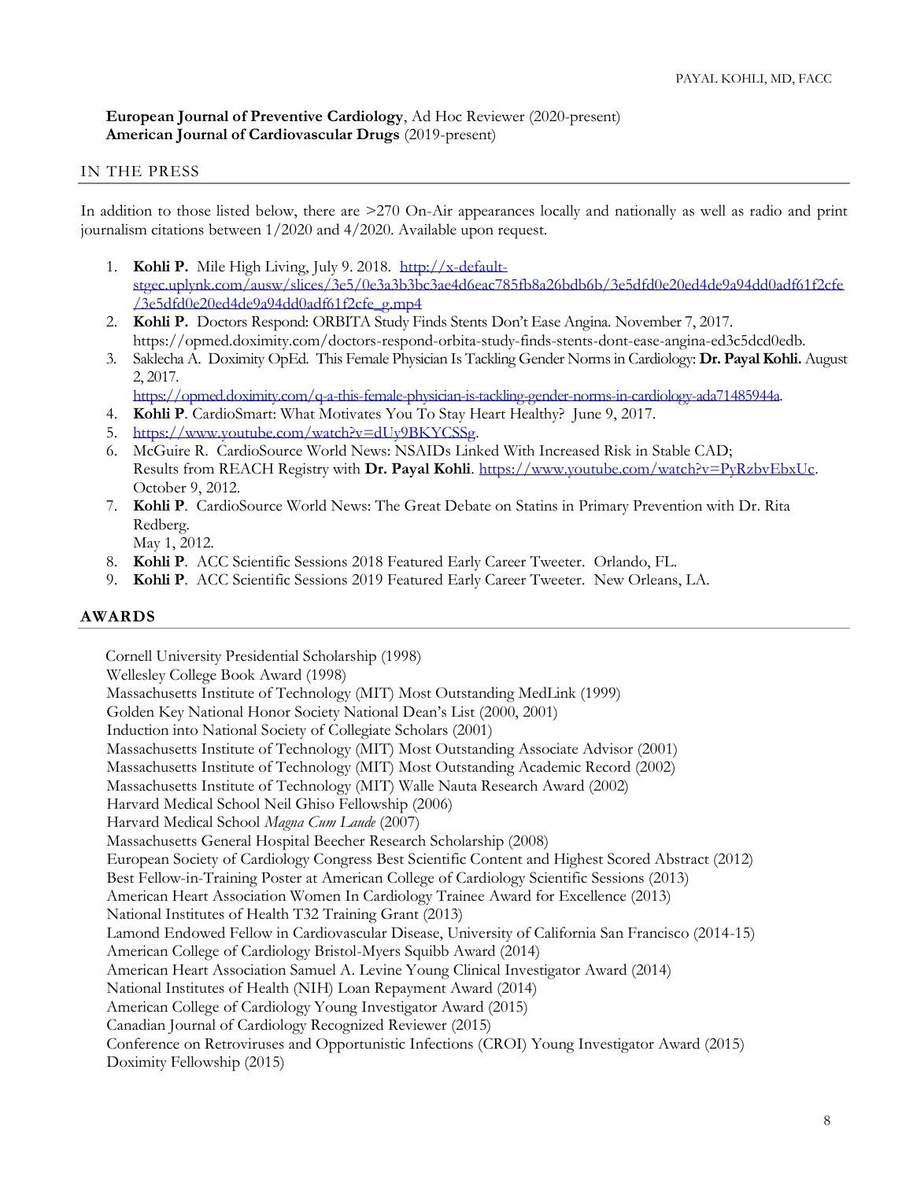**European Journal of Preventive Cardiology**, Ad Hoc Reviewer (2020-present)
**American Journal of Cardiovascular Drugs** (2019-present)

## IN THE PRESS

In addition to those listed below, there are >270 On-Air appearances locally and nationally as well as radio and print journalism citations between 1/2020 and 4/2020. Available upon request.

1. **Kohli P.** Mile High Living, July 9. 2018. http://x-default-stgec.uplynk.com/ausw/slices/3e5/0e3a3b3bc3ae4d6eac785fb8a26bdb6b/3e5dfd0e20ed4de9a94dd0adf61f2cfe/3e5dfd0e20ed4de9a94dd0adf61f2cfe_g.mp4
2. **Kohli P.** Doctors Respond: ORBITA Study Finds Stents Don't Ease Angina. November 7, 2017. https://opmed.doximity.com/doctors-respond-orbita-study-finds-stents-dont-ease-angina-ed3c5dcd0edb.
3. Saklecha A. Doximity OpEd. This Female Physician Is Tackling Gender Norms in Cardiology: **Dr. Payal Kohli.** August 2, 2017. https://opmed.doximity.com/q-a-this-female-physician-is-tackling-gender-norms-in-cardiology-ada71485944a.
4. **Kohli P**. CardioSmart: What Motivates You To Stay Heart Healthy? June 9, 2017.
5. https://www.youtube.com/watch?v=dUy9BKYCSSg.
6. McGuire R. CardioSource World News: NSAIDs Linked With Increased Risk in Stable CAD; Results from REACH Registry with **Dr. Payal Kohli**. https://www.youtube.com/watch?v=PyRzbvEbxUc. October 9, 2012.
7. **Kohli P**. CardioSource World News: The Great Debate on Statins in Primary Prevention with Dr. Rita Redberg.
   May 1, 2012.
8. **Kohli P**. ACC Scientific Sessions 2018 Featured Early Career Tweeter. Orlando, FL.
9. **Kohli P**. ACC Scientific Sessions 2019 Featured Early Career Tweeter. New Orleans, LA.

## AWARDS

Cornell University Presidential Scholarship (1998)
Wellesley College Book Award (1998)
Massachusetts Institute of Technology (MIT) Most Outstanding MedLink (1999)
Golden Key National Honor Society National Dean's List (2000, 2001)
Induction into National Society of Collegiate Scholars (2001)
Massachusetts Institute of Technology (MIT) Most Outstanding Associate Advisor (2001)
Massachusetts Institute of Technology (MIT) Most Outstanding Academic Record (2002)
Massachusetts Institute of Technology (MIT) Walle Nauta Research Award (2002)
Harvard Medical School Neil Ghiso Fellowship (2006)
Harvard Medical School *Magna Cum Laude* (2007)
Massachusetts General Hospital Beecher Research Scholarship (2008)
European Society of Cardiology Congress Best Scientific Content and Highest Scored Abstract (2012)
Best Fellow-in-Training Poster at American College of Cardiology Scientific Sessions (2013)
American Heart Association Women In Cardiology Trainee Award for Excellence (2013)
National Institutes of Health T32 Training Grant (2013)
Lamond Endowed Fellow in Cardiovascular Disease, University of California San Francisco (2014-15)
American College of Cardiology Bristol-Myers Squibb Award (2014)
American Heart Association Samuel A. Levine Young Clinical Investigator Award (2014)
National Institutes of Health (NIH) Loan Repayment Award (2014)
American College of Cardiology Young Investigator Award (2015)
Canadian Journal of Cardiology Recognized Reviewer (2015)
Conference on Retroviruses and Opportunistic Infections (CROI) Young Investigator Award (2015)
Doximity Fellowship (2015)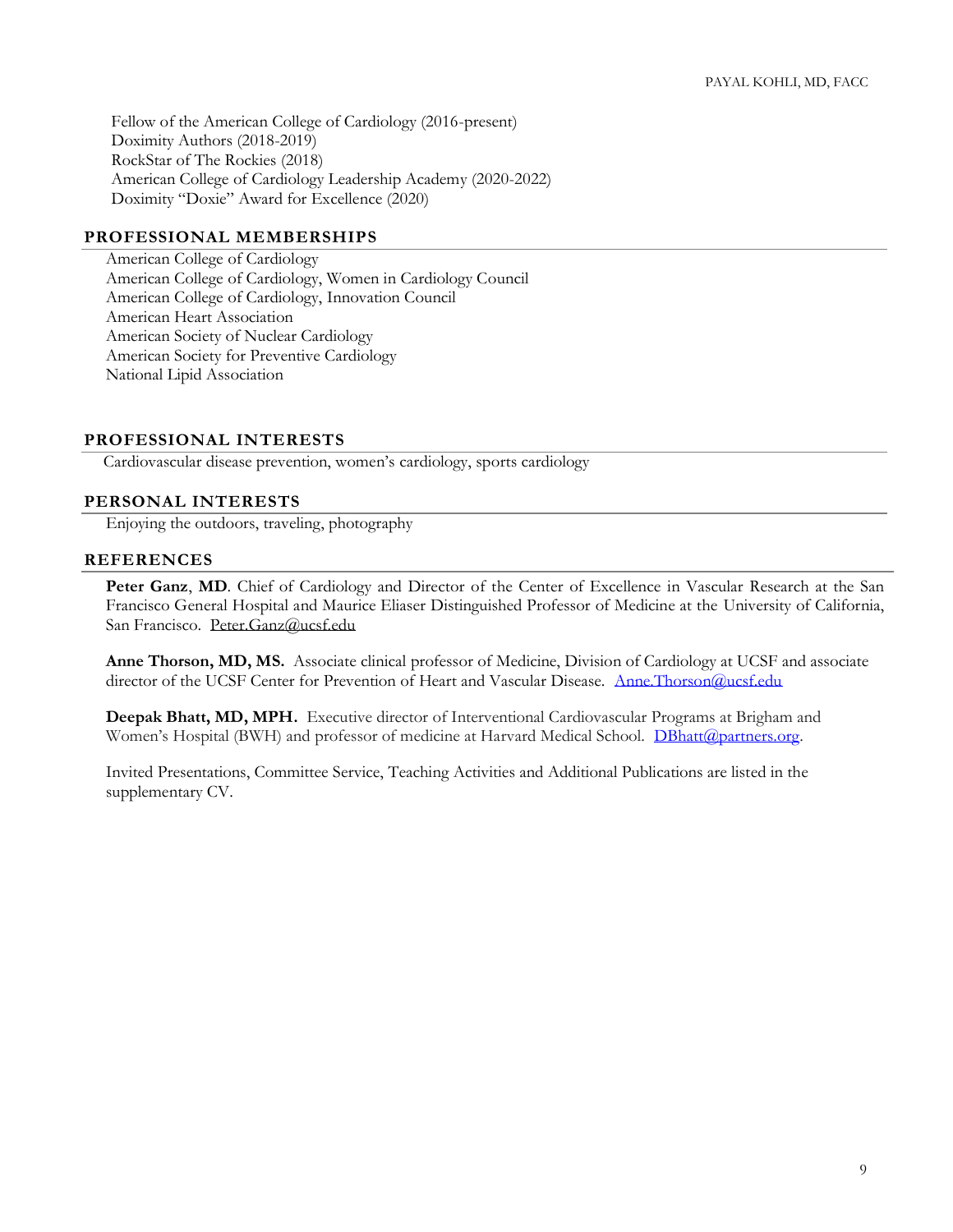Fellow of the American College of Cardiology (2016-present)
Doximity Authors (2018-2019)
RockStar of The Rockies (2018)
American College of Cardiology Leadership Academy (2020-2022)
Doximity "Doxie" Award for Excellence (2020)

## PROFESSIONAL MEMBERSHIPS

American College of Cardiology
American College of Cardiology, Women in Cardiology Council
American College of Cardiology, Innovation Council
American Heart Association
American Society of Nuclear Cardiology
American Society for Preventive Cardiology
National Lipid Association

## PROFESSIONAL INTERESTS

Cardiovascular disease prevention, women's cardiology, sports cardiology

## PERSONAL INTERESTS

Enjoying the outdoors, traveling, photography

## REFERENCES

**Peter Ganz**, **MD**. Chief of Cardiology and Director of the Center of Excellence in Vascular Research at the San Francisco General Hospital and Maurice Eliaser Distinguished Professor of Medicine at the University of California, San Francisco. Peter.Ganz@ucsf.edu

**Anne Thorson, MD, MS.** Associate clinical professor of Medicine, Division of Cardiology at UCSF and associate director of the UCSF Center for Prevention of Heart and Vascular Disease. Anne.Thorson@ucsf.edu

**Deepak Bhatt, MD, MPH.** Executive director of Interventional Cardiovascular Programs at Brigham and Women's Hospital (BWH) and professor of medicine at Harvard Medical School. DBhatt@partners.org.

Invited Presentations, Committee Service, Teaching Activities and Additional Publications are listed in the supplementary CV.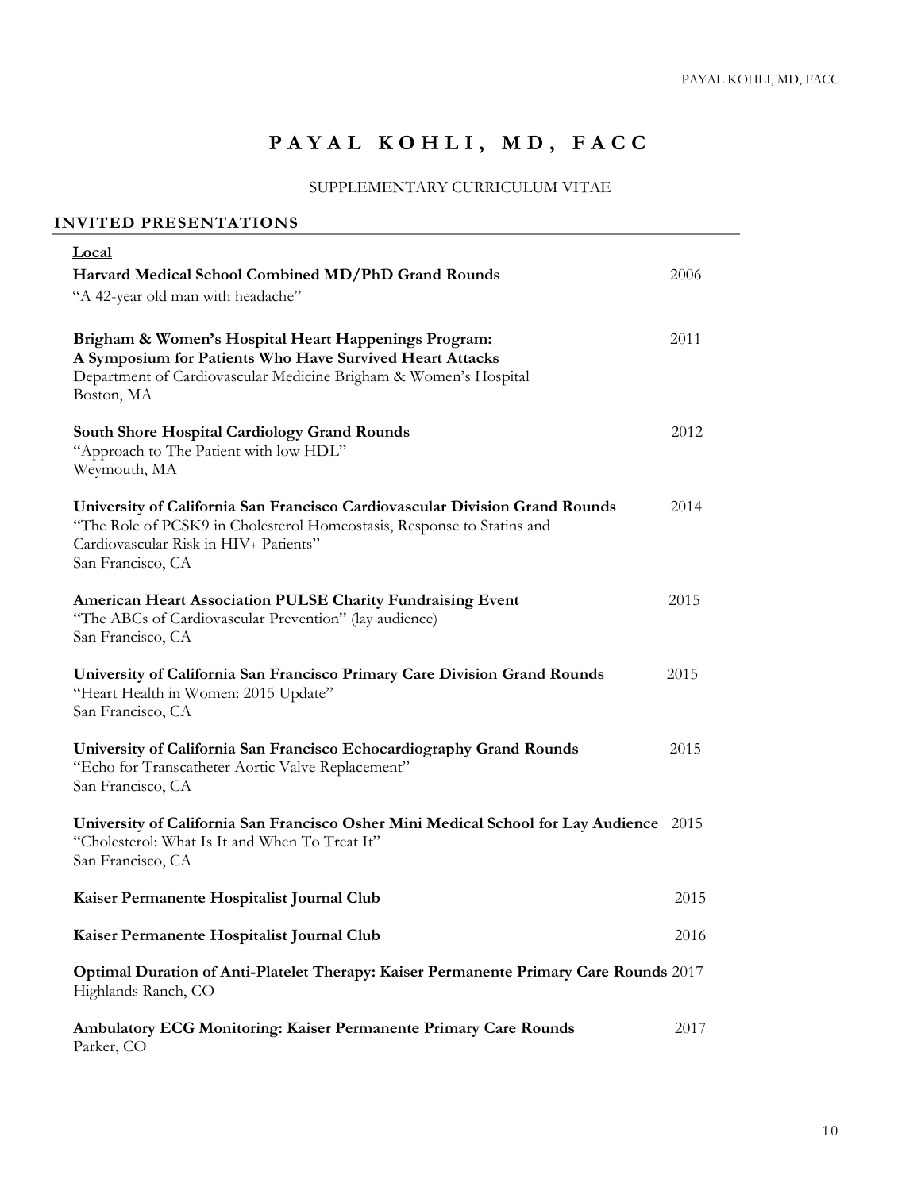# P A Y A L   K O H L I ,   M D ,   F A C C

SUPPLEMENTARY CURRICULUM VITAE

## INVITED PRESENTATIONS

**Local**

**Harvard Medical School Combined MD/PhD Grand Rounds** 2006
"A 42-year old man with headache"

**Brigham & Women's Hospital Heart Happenings Program:** 2011
**A Symposium for Patients Who Have Survived Heart Attacks**
Department of Cardiovascular Medicine Brigham & Women's Hospital
Boston, MA

**South Shore Hospital Cardiology Grand Rounds** 2012
"Approach to The Patient with low HDL"
Weymouth, MA

**University of California San Francisco Cardiovascular Division Grand Rounds** 2014
"The Role of PCSK9 in Cholesterol Homeostasis, Response to Statins and Cardiovascular Risk in HIV+ Patients"
San Francisco, CA

**American Heart Association PULSE Charity Fundraising Event** 2015
"The ABCs of Cardiovascular Prevention" (lay audience)
San Francisco, CA

**University of California San Francisco Primary Care Division Grand Rounds** 2015
"Heart Health in Women: 2015 Update"
San Francisco, CA

**University of California San Francisco Echocardiography Grand Rounds** 2015
"Echo for Transcatheter Aortic Valve Replacement"
San Francisco, CA

**University of California San Francisco Osher Mini Medical School for Lay Audience** 2015
"Cholesterol: What Is It and When To Treat It"
San Francisco, CA

**Kaiser Permanente Hospitalist Journal Club** 2015

**Kaiser Permanente Hospitalist Journal Club** 2016

**Optimal Duration of Anti-Platelet Therapy: Kaiser Permanente Primary Care Rounds** 2017
Highlands Ranch, CO

**Ambulatory ECG Monitoring: Kaiser Permanente Primary Care Rounds** 2017
Parker, CO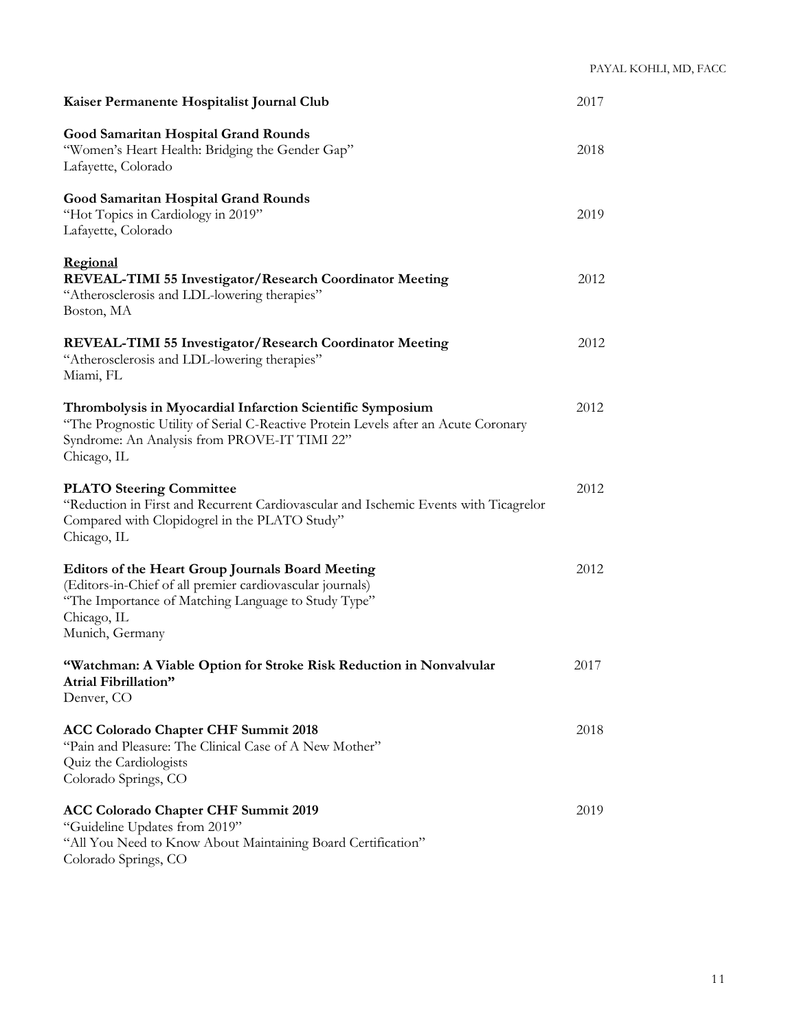**Kaiser Permanente Hospitalist Journal Club** 2017

**Good Samaritan Hospital Grand Rounds** 2018
"Women's Heart Health: Bridging the Gender Gap"
Lafayette, Colorado

**Good Samaritan Hospital Grand Rounds** 2019
"Hot Topics in Cardiology in 2019"
Lafayette, Colorado

**Regional**

**REVEAL-TIMI 55 Investigator/Research Coordinator Meeting** 2012
"Atherosclerosis and LDL-lowering therapies"
Boston, MA

**REVEAL-TIMI 55 Investigator/Research Coordinator Meeting** 2012
"Atherosclerosis and LDL-lowering therapies"
Miami, FL

**Thrombolysis in Myocardial Infarction Scientific Symposium** 2012
"The Prognostic Utility of Serial C-Reactive Protein Levels after an Acute Coronary Syndrome: An Analysis from PROVE-IT TIMI 22"
Chicago, IL

**PLATO Steering Committee** 2012
"Reduction in First and Recurrent Cardiovascular and Ischemic Events with Ticagrelor Compared with Clopidogrel in the PLATO Study"
Chicago, IL

**Editors of the Heart Group Journals Board Meeting** 2012
(Editors-in-Chief of all premier cardiovascular journals)
"The Importance of Matching Language to Study Type"
Chicago, IL
Munich, Germany

**"Watchman: A Viable Option for Stroke Risk Reduction in Nonvalvular Atrial Fibrillation"** 2017
Denver, CO

**ACC Colorado Chapter CHF Summit 2018** 2018
"Pain and Pleasure: The Clinical Case of A New Mother"
Quiz the Cardiologists
Colorado Springs, CO

**ACC Colorado Chapter CHF Summit 2019** 2019
"Guideline Updates from 2019"
"All You Need to Know About Maintaining Board Certification"
Colorado Springs, CO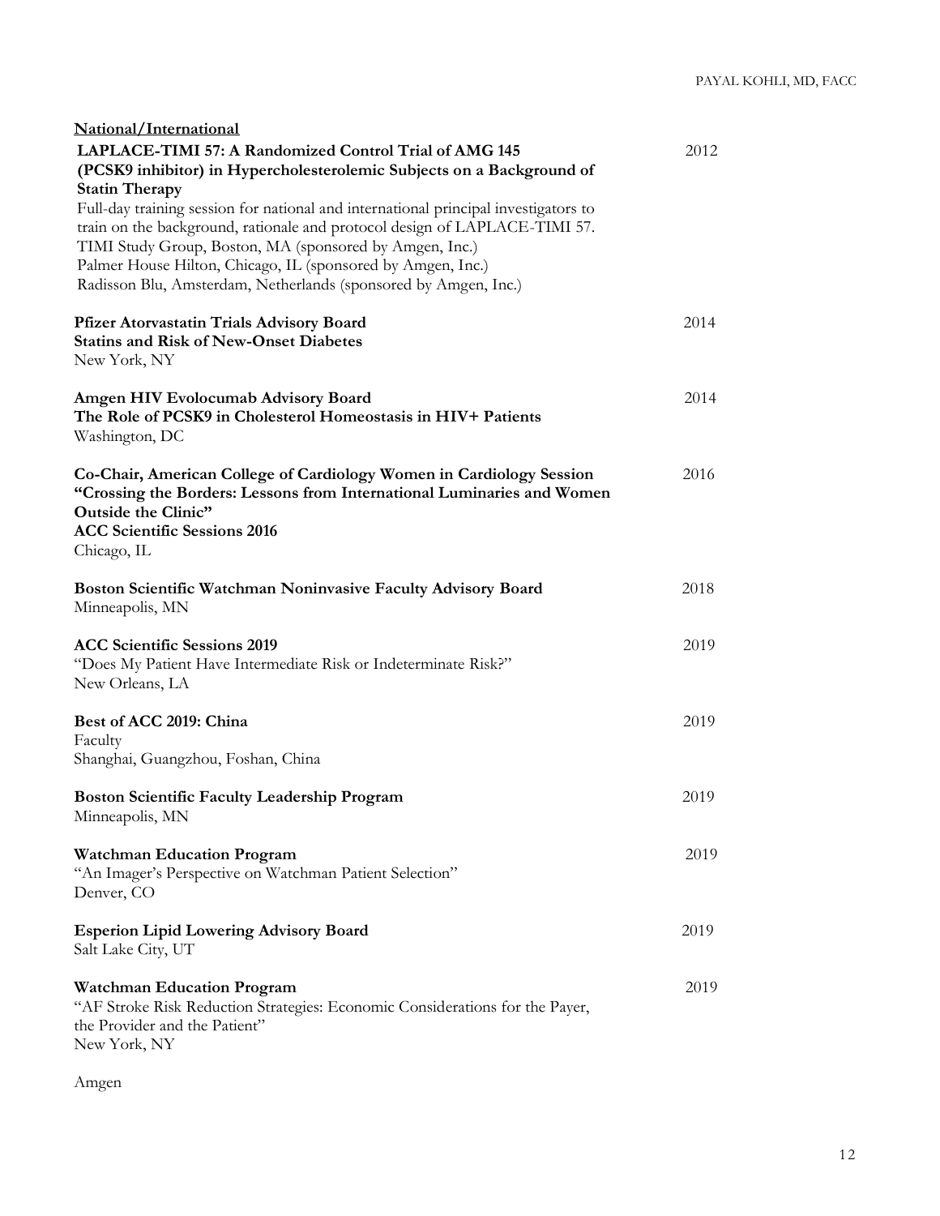**National/International**

**LAPLACE-TIMI 57: A Randomized Control Trial of AMG 145 (PCSK9 inhibitor) in Hypercholesterolemic Subjects on a Background of Statin Therapy** 2012
Full-day training session for national and international principal investigators to train on the background, rationale and protocol design of LAPLACE-TIMI 57.
TIMI Study Group, Boston, MA (sponsored by Amgen, Inc.)
Palmer House Hilton, Chicago, IL (sponsored by Amgen, Inc.)
Radisson Blu, Amsterdam, Netherlands (sponsored by Amgen, Inc.)

**Pfizer Atorvastatin Trials Advisory Board** 2014
**Statins and Risk of New-Onset Diabetes**
New York, NY

**Amgen HIV Evolocumab Advisory Board** 2014
**The Role of PCSK9 in Cholesterol Homeostasis in HIV+ Patients**
Washington, DC

**Co-Chair, American College of Cardiology Women in Cardiology Session** 2016
**"Crossing the Borders: Lessons from International Luminaries and Women Outside the Clinic"**
**ACC Scientific Sessions 2016**
Chicago, IL

**Boston Scientific Watchman Noninvasive Faculty Advisory Board** 2018
Minneapolis, MN

**ACC Scientific Sessions 2019** 2019
"Does My Patient Have Intermediate Risk or Indeterminate Risk?"
New Orleans, LA

**Best of ACC 2019: China** 2019
Faculty
Shanghai, Guangzhou, Foshan, China

**Boston Scientific Faculty Leadership Program** 2019
Minneapolis, MN

**Watchman Education Program** 2019
"An Imager's Perspective on Watchman Patient Selection"
Denver, CO

**Esperion Lipid Lowering Advisory Board** 2019
Salt Lake City, UT

**Watchman Education Program** 2019
"AF Stroke Risk Reduction Strategies: Economic Considerations for the Payer, the Provider and the Patient"
New York, NY

Amgen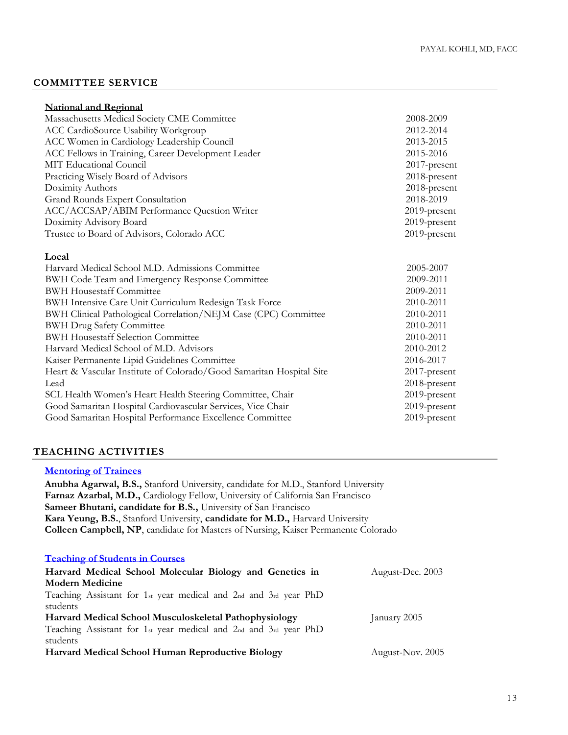## COMMITTEE SERVICE

**National and Regional**

| | |
|---|---|
| Massachusetts Medical Society CME Committee | 2008-2009 |
| ACC CardioSource Usability Workgroup | 2012-2014 |
| ACC Women in Cardiology Leadership Council | 2013-2015 |
| ACC Fellows in Training, Career Development Leader | 2015-2016 |
| MIT Educational Council | 2017-present |
| Practicing Wisely Board of Advisors | 2018-present |
| Doximity Authors | 2018-present |
| Grand Rounds Expert Consultation | 2018-2019 |
| ACC/ACCSAP/ABIM Performance Question Writer | 2019-present |
| Doximity Advisory Board | 2019-present |
| Trustee to Board of Advisors, Colorado ACC | 2019-present |

**Local**

| | |
|---|---|
| Harvard Medical School M.D. Admissions Committee | 2005-2007 |
| BWH Code Team and Emergency Response Committee | 2009-2011 |
| BWH Housestaff Committee | 2009-2011 |
| BWH Intensive Care Unit Curriculum Redesign Task Force | 2010-2011 |
| BWH Clinical Pathological Correlation/NEJM Case (CPC) Committee | 2010-2011 |
| BWH Drug Safety Committee | 2010-2011 |
| BWH Housestaff Selection Committee | 2010-2011 |
| Harvard Medical School of M.D. Advisors | 2010-2012 |
| Kaiser Permanente Lipid Guidelines Committee | 2016-2017 |
| Heart & Vascular Institute of Colorado/Good Samaritan Hospital Site | 2017-present |
| Lead | 2018-present |
| SCL Health Women's Heart Health Steering Committee, Chair | 2019-present |
| Good Samaritan Hospital Cardiovascular Services, Vice Chair | 2019-present |
| Good Samaritan Hospital Performance Excellence Committee | 2019-present |

## TEACHING ACTIVITIES

**Mentoring of Trainees**

**Anubha Agarwal, B.S.,** Stanford University, candidate for M.D., Stanford University
**Farnaz Azarbal, M.D.,** Cardiology Fellow, University of California San Francisco
**Sameer Bhutani, candidate for B.S.,** University of San Francisco
**Kara Yeung, B.S.**, Stanford University, **candidate for M.D.,** Harvard University
**Colleen Campbell, NP**, candidate for Masters of Nursing, Kaiser Permanente Colorado

**Teaching of Students in Courses**

| | |
|---|---|
| **Harvard Medical School Molecular Biology and Genetics in Modern Medicine** | August-Dec. 2003 |
| Teaching Assistant for 1st year medical and 2nd and 3rd year PhD students | |
| **Harvard Medical School Musculoskeletal Pathophysiology** | January 2005 |
| Teaching Assistant for 1st year medical and 2nd and 3rd year PhD students | |
| **Harvard Medical School Human Reproductive Biology** | August-Nov. 2005 |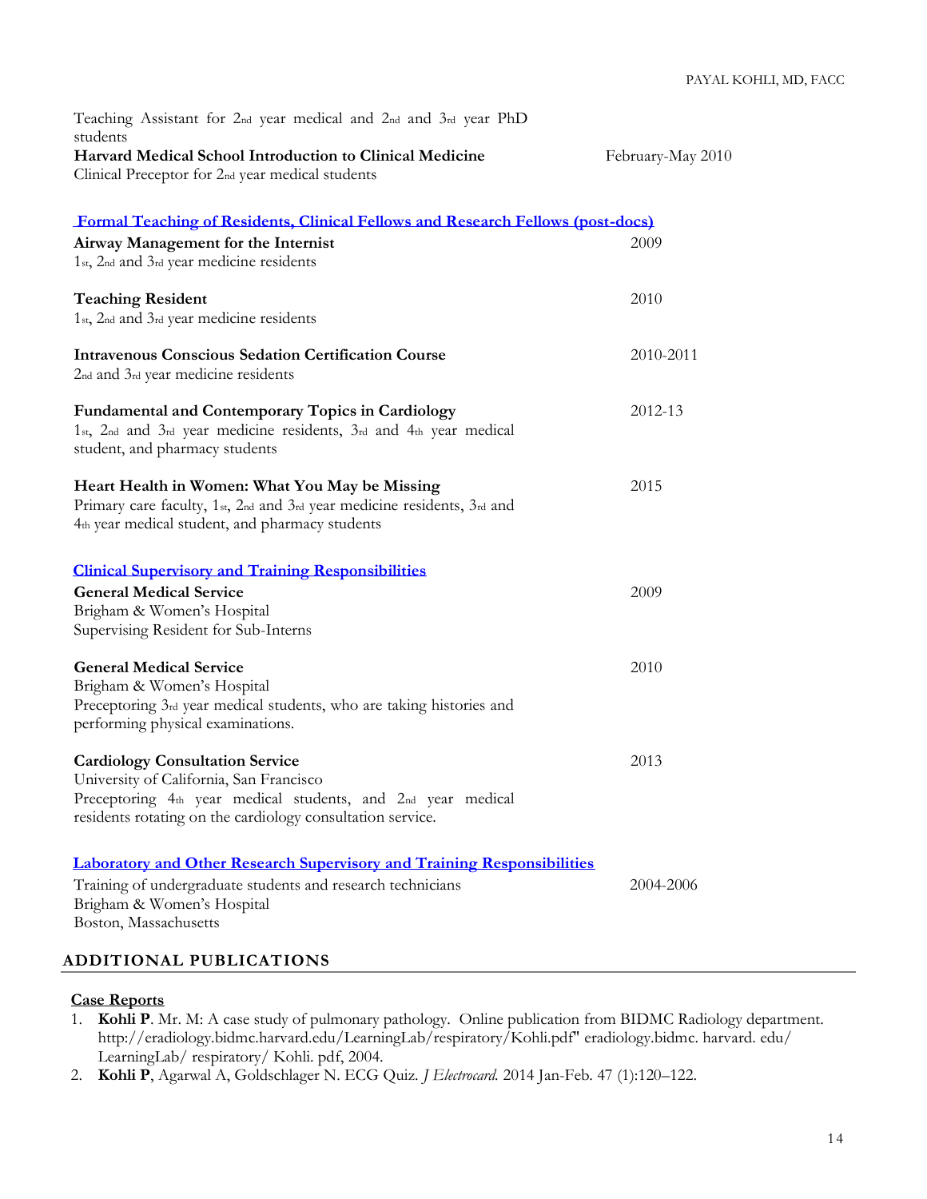Teaching Assistant for 2nd year medical and 2nd and 3rd year PhD students

**Harvard Medical School Introduction to Clinical Medicine** February-May 2010
Clinical Preceptor for 2nd year medical students

**Formal Teaching of Residents, Clinical Fellows and Research Fellows (post-docs)**

**Airway Management for the Internist** 2009
1st, 2nd and 3rd year medicine residents

**Teaching Resident** 2010
1st, 2nd and 3rd year medicine residents

**Intravenous Conscious Sedation Certification Course** 2010-2011
2nd and 3rd year medicine residents

**Fundamental and Contemporary Topics in Cardiology** 2012-13
1st, 2nd and 3rd year medicine residents, 3rd and 4th year medical student, and pharmacy students

**Heart Health in Women: What You May be Missing** 2015
Primary care faculty, 1st, 2nd and 3rd year medicine residents, 3rd and 4th year medical student, and pharmacy students

**Clinical Supervisory and Training Responsibilities**

**General Medical Service** 2009
Brigham & Women's Hospital
Supervising Resident for Sub-Interns

**General Medical Service** 2010
Brigham & Women's Hospital
Preceptoring 3rd year medical students, who are taking histories and performing physical examinations.

**Cardiology Consultation Service** 2013
University of California, San Francisco
Preceptoring 4th year medical students, and 2nd year medical residents rotating on the cardiology consultation service.

**Laboratory and Other Research Supervisory and Training Responsibilities**

Training of undergraduate students and research technicians 2004-2006
Brigham & Women's Hospital
Boston, Massachusetts

## ADDITIONAL PUBLICATIONS

**Case Reports**

1. **Kohli P**. Mr. M: A case study of pulmonary pathology. Online publication from BIDMC Radiology department. http://eradiology.bidmc.harvard.edu/LearningLab/respiratory/Kohli.pdf" eradiology.bidmc. harvard. edu/ LearningLab/ respiratory/ Kohli. pdf, 2004.
2. **Kohli P**, Agarwal A, Goldschlager N. ECG Quiz. *J Electrocard.* 2014 Jan-Feb. 47 (1):120–122.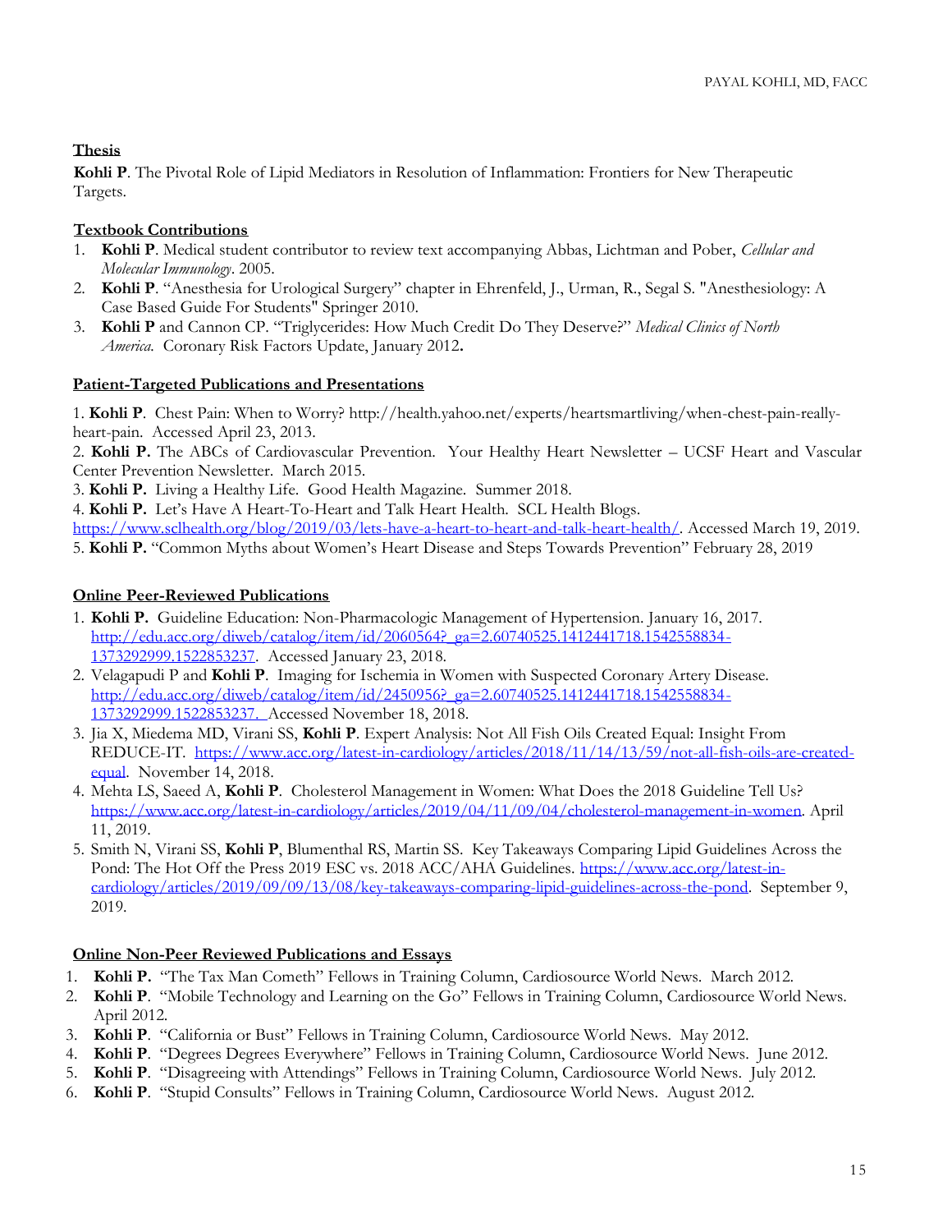**Thesis**

**Kohli P**. The Pivotal Role of Lipid Mediators in Resolution of Inflammation: Frontiers for New Therapeutic Targets.

**Textbook Contributions**

1. **Kohli P**. Medical student contributor to review text accompanying Abbas, Lichtman and Pober, *Cellular and Molecular Immunology*. 2005.
2. **Kohli P**. "Anesthesia for Urological Surgery" chapter in Ehrenfeld, J., Urman, R., Segal S. "Anesthesiology: A Case Based Guide For Students" Springer 2010.
3. **Kohli P** and Cannon CP. "Triglycerides: How Much Credit Do They Deserve?" *Medical Clinics of North America.* Coronary Risk Factors Update, January 2012**.**

**Patient-Targeted Publications and Presentations**

1. **Kohli P**. Chest Pain: When to Worry? http://health.yahoo.net/experts/heartsmartliving/when-chest-pain-really-heart-pain. Accessed April 23, 2013.
2. **Kohli P.** The ABCs of Cardiovascular Prevention. Your Healthy Heart Newsletter – UCSF Heart and Vascular Center Prevention Newsletter. March 2015.
3. **Kohli P.** Living a Healthy Life. Good Health Magazine. Summer 2018.
4. **Kohli P.** Let's Have A Heart-To-Heart and Talk Heart Health. SCL Health Blogs. https://www.sclhealth.org/blog/2019/03/lets-have-a-heart-to-heart-and-talk-heart-health/. Accessed March 19, 2019.
5. **Kohli P.** "Common Myths about Women's Heart Disease and Steps Towards Prevention" February 28, 2019

**Online Peer-Reviewed Publications**

1. **Kohli P.** Guideline Education: Non-Pharmacologic Management of Hypertension. January 16, 2017. http://edu.acc.org/diweb/catalog/item/id/2060564?_ga=2.60740525.1412441718.1542558834-1373292999.1522853237. Accessed January 23, 2018.
2. Velagapudi P and **Kohli P**. Imaging for Ischemia in Women with Suspected Coronary Artery Disease. http://edu.acc.org/diweb/catalog/item/id/2450956?_ga=2.60740525.1412441718.1542558834-1373292999.1522853237. Accessed November 18, 2018.
3. Jia X, Miedema MD, Virani SS, **Kohli P**. Expert Analysis: Not All Fish Oils Created Equal: Insight From REDUCE-IT. https://www.acc.org/latest-in-cardiology/articles/2018/11/14/13/59/not-all-fish-oils-are-created-equal. November 14, 2018.
4. Mehta LS, Saeed A, **Kohli P**. Cholesterol Management in Women: What Does the 2018 Guideline Tell Us? https://www.acc.org/latest-in-cardiology/articles/2019/04/11/09/04/cholesterol-management-in-women. April 11, 2019.
5. Smith N, Virani SS, **Kohli P**, Blumenthal RS, Martin SS. Key Takeaways Comparing Lipid Guidelines Across the Pond: The Hot Off the Press 2019 ESC vs. 2018 ACC/AHA Guidelines. https://www.acc.org/latest-in-cardiology/articles/2019/09/09/13/08/key-takeaways-comparing-lipid-guidelines-across-the-pond. September 9, 2019.

**Online Non-Peer Reviewed Publications and Essays**

1. **Kohli P.** "The Tax Man Cometh" Fellows in Training Column, Cardiosource World News. March 2012.
2. **Kohli P**. "Mobile Technology and Learning on the Go" Fellows in Training Column, Cardiosource World News. April 2012.
3. **Kohli P**. "California or Bust" Fellows in Training Column, Cardiosource World News. May 2012.
4. **Kohli P**. "Degrees Degrees Everywhere" Fellows in Training Column, Cardiosource World News. June 2012.
5. **Kohli P**. "Disagreeing with Attendings" Fellows in Training Column, Cardiosource World News. July 2012.
6. **Kohli P**. "Stupid Consults" Fellows in Training Column, Cardiosource World News. August 2012.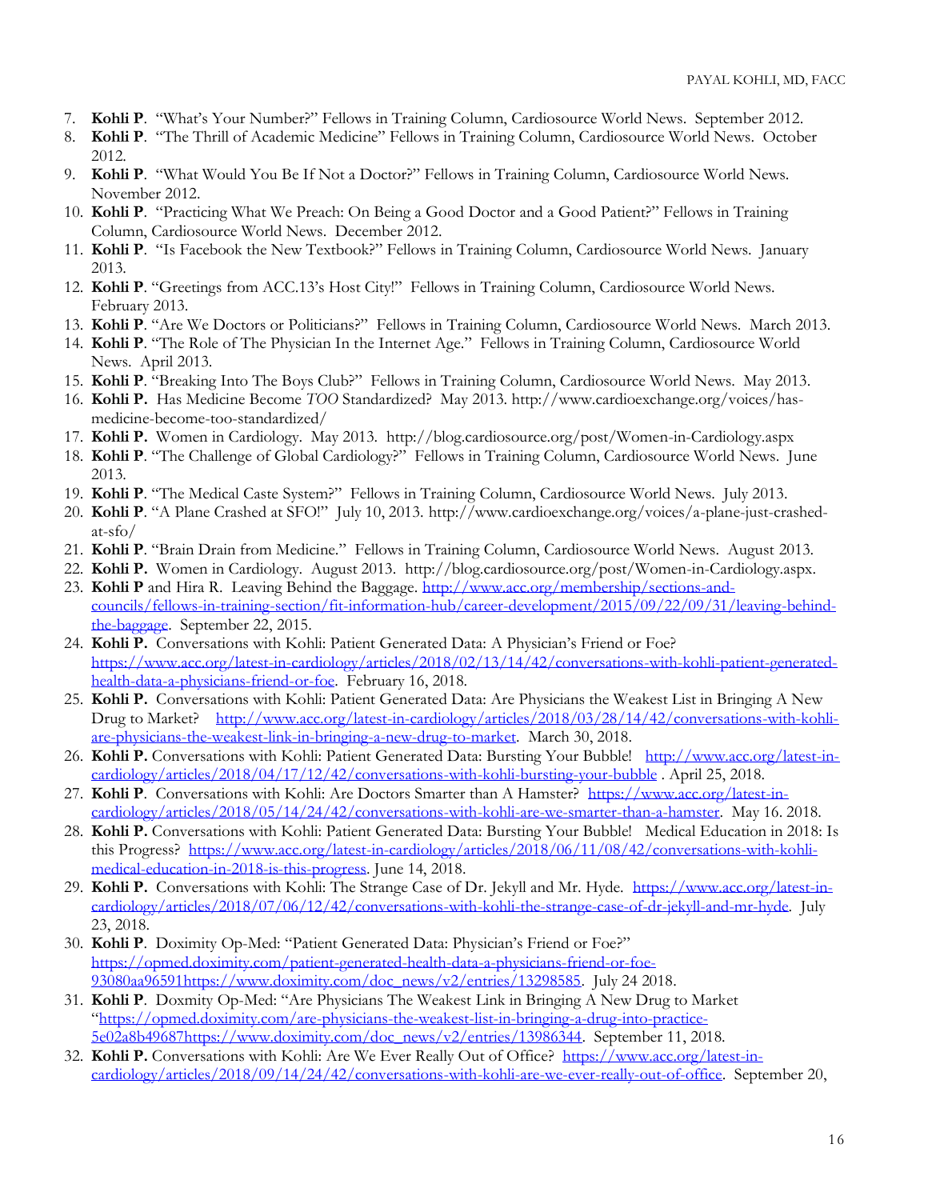7. **Kohli P**. "What's Your Number?" Fellows in Training Column, Cardiosource World News. September 2012.
8. **Kohli P**. "The Thrill of Academic Medicine" Fellows in Training Column, Cardiosource World News. October 2012.
9. **Kohli P**. "What Would You Be If Not a Doctor?" Fellows in Training Column, Cardiosource World News. November 2012.
10. **Kohli P**. "Practicing What We Preach: On Being a Good Doctor and a Good Patient?" Fellows in Training Column, Cardiosource World News. December 2012.
11. **Kohli P**. "Is Facebook the New Textbook?" Fellows in Training Column, Cardiosource World News. January 2013.
12. **Kohli P**. "Greetings from ACC.13's Host City!" Fellows in Training Column, Cardiosource World News. February 2013.
13. **Kohli P**. "Are We Doctors or Politicians?" Fellows in Training Column, Cardiosource World News. March 2013.
14. **Kohli P**. "The Role of The Physician In the Internet Age." Fellows in Training Column, Cardiosource World News. April 2013.
15. **Kohli P**. "Breaking Into The Boys Club?" Fellows in Training Column, Cardiosource World News. May 2013.
16. **Kohli P.** Has Medicine Become *TOO* Standardized? May 2013. http://www.cardioexchange.org/voices/has-medicine-become-too-standardized/
17. **Kohli P.** Women in Cardiology. May 2013. http://blog.cardiosource.org/post/Women-in-Cardiology.aspx
18. **Kohli P**. "The Challenge of Global Cardiology?" Fellows in Training Column, Cardiosource World News. June 2013.
19. **Kohli P**. "The Medical Caste System?" Fellows in Training Column, Cardiosource World News. July 2013.
20. **Kohli P**. "A Plane Crashed at SFO!" July 10, 2013. http://www.cardioexchange.org/voices/a-plane-just-crashed-at-sfo/
21. **Kohli P**. "Brain Drain from Medicine." Fellows in Training Column, Cardiosource World News. August 2013.
22. **Kohli P.** Women in Cardiology. August 2013. http://blog.cardiosource.org/post/Women-in-Cardiology.aspx.
23. **Kohli P** and Hira R. Leaving Behind the Baggage. http://www.acc.org/membership/sections-and-councils/fellows-in-training-section/fit-information-hub/career-development/2015/09/22/09/31/leaving-behind-the-baggage. September 22, 2015.
24. **Kohli P.** Conversations with Kohli: Patient Generated Data: A Physician's Friend or Foe? https://www.acc.org/latest-in-cardiology/articles/2018/02/13/14/42/conversations-with-kohli-patient-generated-health-data-a-physicians-friend-or-foe. February 16, 2018.
25. **Kohli P.** Conversations with Kohli: Patient Generated Data: Are Physicians the Weakest List in Bringing A New Drug to Market? http://www.acc.org/latest-in-cardiology/articles/2018/03/28/14/42/conversations-with-kohli-are-physicians-the-weakest-link-in-bringing-a-new-drug-to-market. March 30, 2018.
26. **Kohli P.** Conversations with Kohli: Patient Generated Data: Bursting Your Bubble! http://www.acc.org/latest-in-cardiology/articles/2018/04/17/12/42/conversations-with-kohli-bursting-your-bubble . April 25, 2018.
27. **Kohli P**. Conversations with Kohli: Are Doctors Smarter than A Hamster? https://www.acc.org/latest-in-cardiology/articles/2018/05/14/24/42/conversations-with-kohli-are-we-smarter-than-a-hamster. May 16. 2018.
28. **Kohli P.** Conversations with Kohli: Patient Generated Data: Bursting Your Bubble! Medical Education in 2018: Is this Progress? https://www.acc.org/latest-in-cardiology/articles/2018/06/11/08/42/conversations-with-kohli-medical-education-in-2018-is-this-progress. June 14, 2018.
29. **Kohli P.** Conversations with Kohli: The Strange Case of Dr. Jekyll and Mr. Hyde. https://www.acc.org/latest-in-cardiology/articles/2018/07/06/12/42/conversations-with-kohli-the-strange-case-of-dr-jekyll-and-mr-hyde. July 23, 2018.
30. **Kohli P**. Doximity Op-Med: "Patient Generated Data: Physician's Friend or Foe?" https://opmed.doximity.com/patient-generated-health-data-a-physicians-friend-or-foe-93080aa96591https://www.doximity.com/doc_news/v2/entries/13298585. July 24 2018.
31. **Kohli P**. Doxmity Op-Med: "Are Physicians The Weakest Link in Bringing A New Drug to Market "https://opmed.doximity.com/are-physicians-the-weakest-list-in-bringing-a-drug-into-practice-5e02a8b49687https://www.doximity.com/doc_news/v2/entries/13986344. September 11, 2018.
32. **Kohli P.** Conversations with Kohli: Are We Ever Really Out of Office? https://www.acc.org/latest-in-cardiology/articles/2018/09/14/24/42/conversations-with-kohli-are-we-ever-really-out-of-office. September 20,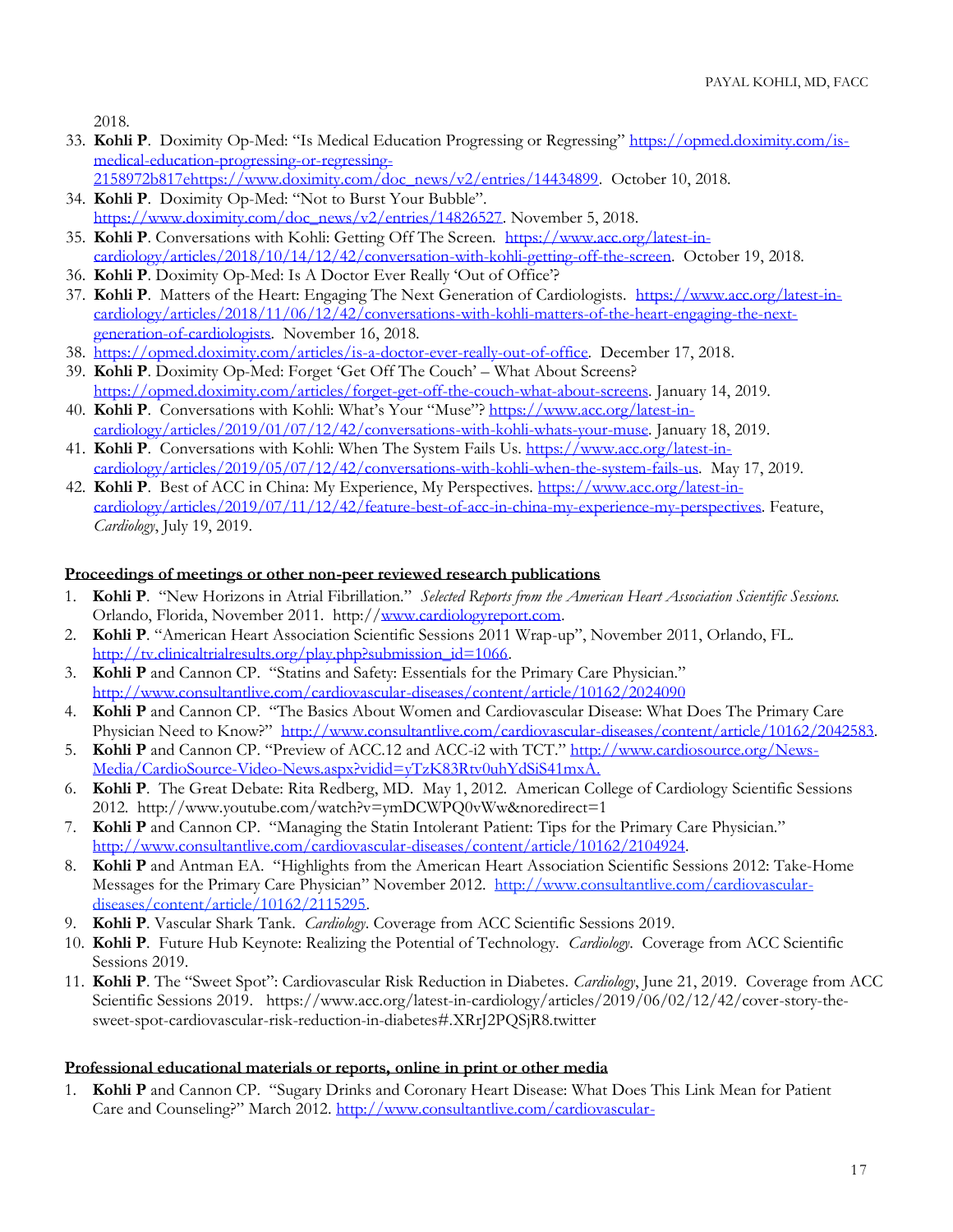2018.

33. **Kohli P**. Doximity Op-Med: "Is Medical Education Progressing or Regressing" https://opmed.doximity.com/is-medical-education-progressing-or-regressing-2158972b817ehttps://www.doximity.com/doc_news/v2/entries/14434899. October 10, 2018.
34. **Kohli P**. Doximity Op-Med: "Not to Burst Your Bubble". https://www.doximity.com/doc_news/v2/entries/14826527. November 5, 2018.
35. **Kohli P**. Conversations with Kohli: Getting Off The Screen. https://www.acc.org/latest-in-cardiology/articles/2018/10/14/12/42/conversation-with-kohli-getting-off-the-screen. October 19, 2018.
36. **Kohli P**. Doximity Op-Med: Is A Doctor Ever Really 'Out of Office'?
37. **Kohli P**. Matters of the Heart: Engaging The Next Generation of Cardiologists. https://www.acc.org/latest-in-cardiology/articles/2018/11/06/12/42/conversations-with-kohli-matters-of-the-heart-engaging-the-next-generation-of-cardiologists. November 16, 2018.
38. https://opmed.doximity.com/articles/is-a-doctor-ever-really-out-of-office. December 17, 2018.
39. **Kohli P**. Doximity Op-Med: Forget 'Get Off The Couch' – What About Screens? https://opmed.doximity.com/articles/forget-get-off-the-couch-what-about-screens. January 14, 2019.
40. **Kohli P**. Conversations with Kohli: What's Your "Muse"? https://www.acc.org/latest-in-cardiology/articles/2019/01/07/12/42/conversations-with-kohli-whats-your-muse. January 18, 2019.
41. **Kohli P**. Conversations with Kohli: When The System Fails Us. https://www.acc.org/latest-in-cardiology/articles/2019/05/07/12/42/conversations-with-kohli-when-the-system-fails-us. May 17, 2019.
42. **Kohli P**. Best of ACC in China: My Experience, My Perspectives. https://www.acc.org/latest-in-cardiology/articles/2019/07/11/12/42/feature-best-of-acc-in-china-my-experience-my-perspectives. Feature, *Cardiology*, July 19, 2019.

**Proceedings of meetings or other non-peer reviewed research publications**

1. **Kohli P**. "New Horizons in Atrial Fibrillation." *Selected Reports from the American Heart Association Scientific Sessions.* Orlando, Florida, November 2011. http://www.cardiologyreport.com.
2. **Kohli P**. "American Heart Association Scientific Sessions 2011 Wrap-up", November 2011, Orlando, FL. http://tv.clinicaltrialresults.org/play.php?submission_id=1066.
3. **Kohli P** and Cannon CP. "Statins and Safety: Essentials for the Primary Care Physician." http://www.consultantlive.com/cardiovascular-diseases/content/article/10162/2024090
4. **Kohli P** and Cannon CP. "The Basics About Women and Cardiovascular Disease: What Does The Primary Care Physician Need to Know?" http://www.consultantlive.com/cardiovascular-diseases/content/article/10162/2042583.
5. **Kohli P** and Cannon CP. "Preview of ACC.12 and ACC-i2 with TCT." http://www.cardiosource.org/News-Media/CardioSource-Video-News.aspx?vidid=yTzK83Rtv0uhYdSiS41mxA.
6. **Kohli P**. The Great Debate: Rita Redberg, MD. May 1, 2012. American College of Cardiology Scientific Sessions 2012. http://www.youtube.com/watch?v=ymDCWPQ0vWw&noredirect=1
7. **Kohli P** and Cannon CP. "Managing the Statin Intolerant Patient: Tips for the Primary Care Physician." http://www.consultantlive.com/cardiovascular-diseases/content/article/10162/2104924.
8. **Kohli P** and Antman EA. "Highlights from the American Heart Association Scientific Sessions 2012: Take-Home Messages for the Primary Care Physician" November 2012. http://www.consultantlive.com/cardiovascular-diseases/content/article/10162/2115295.
9. **Kohli P**. Vascular Shark Tank. *Cardiology*. Coverage from ACC Scientific Sessions 2019.
10. **Kohli P**. Future Hub Keynote: Realizing the Potential of Technology. *Cardiology*. Coverage from ACC Scientific Sessions 2019.
11. **Kohli P**. The "Sweet Spot": Cardiovascular Risk Reduction in Diabetes. *Cardiology*, June 21, 2019. Coverage from ACC Scientific Sessions 2019. https://www.acc.org/latest-in-cardiology/articles/2019/06/02/12/42/cover-story-the-sweet-spot-cardiovascular-risk-reduction-in-diabetes#.XRrJ2PQSjR8.twitter

**Professional educational materials or reports, online in print or other media**

1. **Kohli P** and Cannon CP. "Sugary Drinks and Coronary Heart Disease: What Does This Link Mean for Patient Care and Counseling?" March 2012. http://www.consultantlive.com/cardiovascular-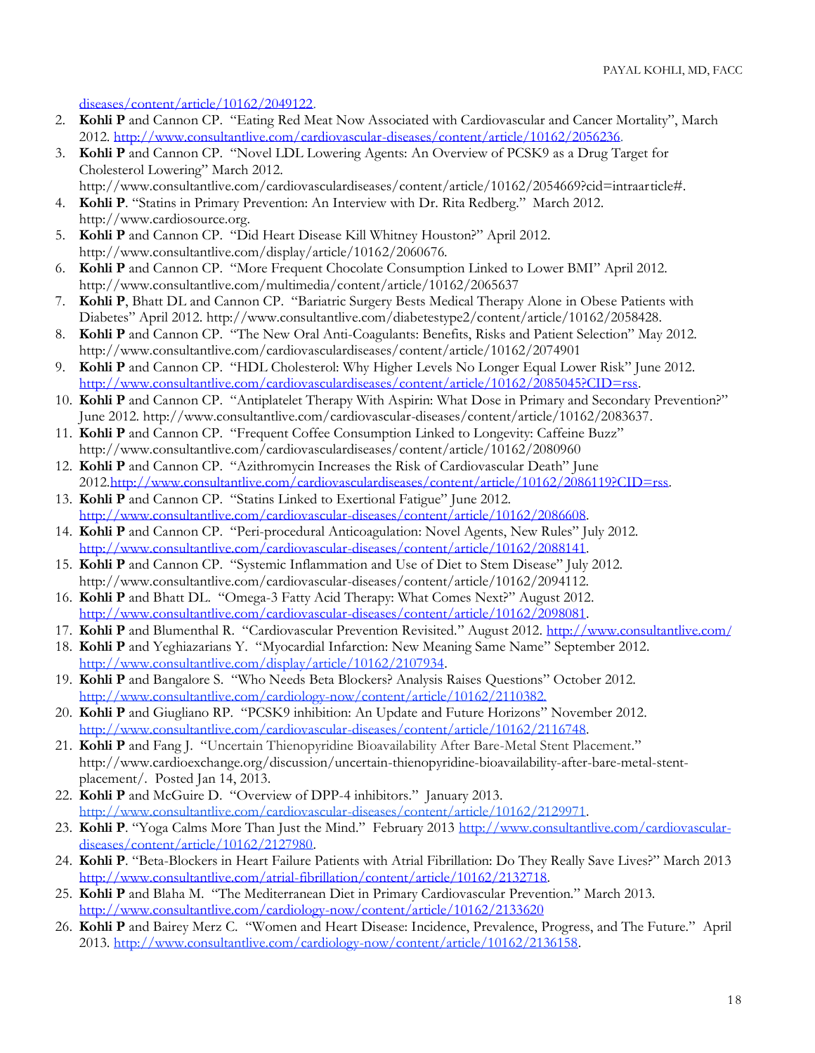diseases/content/article/10162/2049122.

2. **Kohli P** and Cannon CP. "Eating Red Meat Now Associated with Cardiovascular and Cancer Mortality", March 2012. http://www.consultantlive.com/cardiovascular-diseases/content/article/10162/2056236.
3. **Kohli P** and Cannon CP. "Novel LDL Lowering Agents: An Overview of PCSK9 as a Drug Target for Cholesterol Lowering" March 2012. http://www.consultantlive.com/cardiovasculardiseases/content/article/10162/2054669?cid=intraarticle#.
4. **Kohli P**. "Statins in Primary Prevention: An Interview with Dr. Rita Redberg." March 2012. http://www.cardiosource.org.
5. **Kohli P** and Cannon CP. "Did Heart Disease Kill Whitney Houston?" April 2012. http://www.consultantlive.com/display/article/10162/2060676.
6. **Kohli P** and Cannon CP. "More Frequent Chocolate Consumption Linked to Lower BMI" April 2012. http://www.consultantlive.com/multimedia/content/article/10162/2065637
7. **Kohli P**, Bhatt DL and Cannon CP. "Bariatric Surgery Bests Medical Therapy Alone in Obese Patients with Diabetes" April 2012. http://www.consultantlive.com/diabetestype2/content/article/10162/2058428.
8. **Kohli P** and Cannon CP. "The New Oral Anti-Coagulants: Benefits, Risks and Patient Selection" May 2012. http://www.consultantlive.com/cardiovasculardiseases/content/article/10162/2074901
9. **Kohli P** and Cannon CP. "HDL Cholesterol: Why Higher Levels No Longer Equal Lower Risk" June 2012. http://www.consultantlive.com/cardiovasculardiseases/content/article/10162/2085045?CID=rss.
10. **Kohli P** and Cannon CP. "Antiplatelet Therapy With Aspirin: What Dose in Primary and Secondary Prevention?" June 2012. http://www.consultantlive.com/cardiovascular-diseases/content/article/10162/2083637.
11. **Kohli P** and Cannon CP. "Frequent Coffee Consumption Linked to Longevity: Caffeine Buzz" http://www.consultantlive.com/cardiovasculardiseases/content/article/10162/2080960
12. **Kohli P** and Cannon CP. "Azithromycin Increases the Risk of Cardiovascular Death" June 2012.http://www.consultantlive.com/cardiovasculardiseases/content/article/10162/2086119?CID=rss.
13. **Kohli P** and Cannon CP. "Statins Linked to Exertional Fatigue" June 2012. http://www.consultantlive.com/cardiovascular-diseases/content/article/10162/2086608.
14. **Kohli P** and Cannon CP. "Peri-procedural Anticoagulation: Novel Agents, New Rules" July 2012. http://www.consultantlive.com/cardiovascular-diseases/content/article/10162/2088141.
15. **Kohli P** and Cannon CP. "Systemic Inflammation and Use of Diet to Stem Disease" July 2012. http://www.consultantlive.com/cardiovascular-diseases/content/article/10162/2094112.
16. **Kohli P** and Bhatt DL. "Omega-3 Fatty Acid Therapy: What Comes Next?" August 2012. http://www.consultantlive.com/cardiovascular-diseases/content/article/10162/2098081.
17. **Kohli P** and Blumenthal R. "Cardiovascular Prevention Revisited." August 2012. http://www.consultantlive.com/
18. **Kohli P** and Yeghiazarians Y. "Myocardial Infarction: New Meaning Same Name" September 2012. http://www.consultantlive.com/display/article/10162/2107934.
19. **Kohli P** and Bangalore S. "Who Needs Beta Blockers? Analysis Raises Questions" October 2012. http://www.consultantlive.com/cardiology-now/content/article/10162/2110382.
20. **Kohli P** and Giugliano RP. "PCSK9 inhibition: An Update and Future Horizons" November 2012. http://www.consultantlive.com/cardiovascular-diseases/content/article/10162/2116748.
21. **Kohli P** and Fang J. "Uncertain Thienopyridine Bioavailability After Bare-Metal Stent Placement." http://www.cardioexchange.org/discussion/uncertain-thienopyridine-bioavailability-after-bare-metal-stent-placement/. Posted Jan 14, 2013.
22. **Kohli P** and McGuire D. "Overview of DPP-4 inhibitors." January 2013. http://www.consultantlive.com/cardiovascular-diseases/content/article/10162/2129971.
23. **Kohli P**. "Yoga Calms More Than Just the Mind." February 2013 http://www.consultantlive.com/cardiovascular-diseases/content/article/10162/2127980.
24. **Kohli P**. "Beta-Blockers in Heart Failure Patients with Atrial Fibrillation: Do They Really Save Lives?" March 2013 http://www.consultantlive.com/atrial-fibrillation/content/article/10162/2132718.
25. **Kohli P** and Blaha M. "The Mediterranean Diet in Primary Cardiovascular Prevention." March 2013. http://www.consultantlive.com/cardiology-now/content/article/10162/2133620
26. **Kohli P** and Bairey Merz C. "Women and Heart Disease: Incidence, Prevalence, Progress, and The Future." April 2013. http://www.consultantlive.com/cardiology-now/content/article/10162/2136158.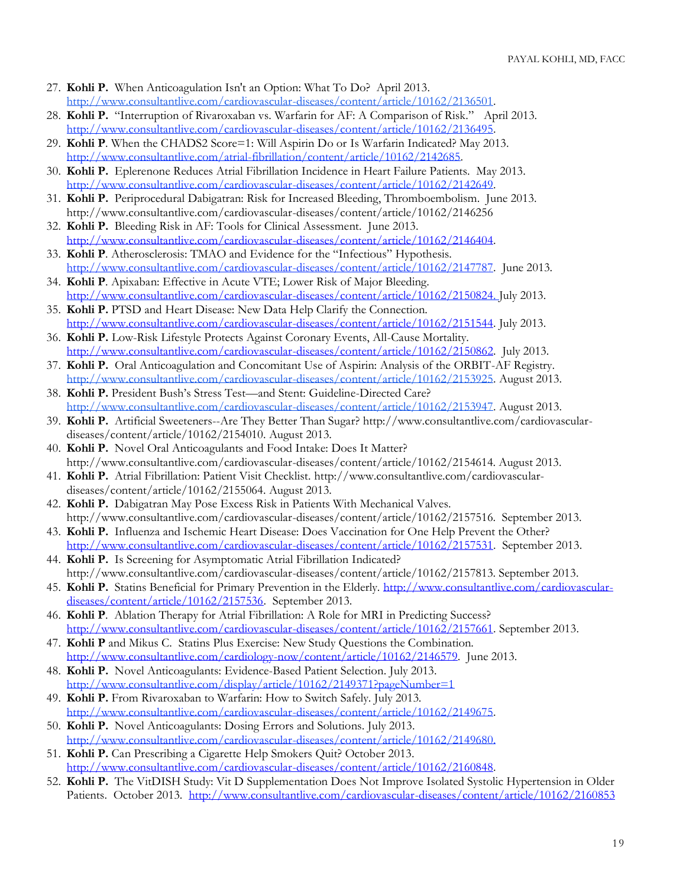27. **Kohli P.** When Anticoagulation Isn't an Option: What To Do? April 2013. http://www.consultantlive.com/cardiovascular-diseases/content/article/10162/2136501.
28. **Kohli P.** "Interruption of Rivaroxaban vs. Warfarin for AF: A Comparison of Risk." April 2013. http://www.consultantlive.com/cardiovascular-diseases/content/article/10162/2136495.
29. **Kohli P**. When the CHADS2 Score=1: Will Aspirin Do or Is Warfarin Indicated? May 2013. http://www.consultantlive.com/atrial-fibrillation/content/article/10162/2142685.
30. **Kohli P.** Eplerenone Reduces Atrial Fibrillation Incidence in Heart Failure Patients. May 2013. http://www.consultantlive.com/cardiovascular-diseases/content/article/10162/2142649.
31. **Kohli P.** Periprocedural Dabigatran: Risk for Increased Bleeding, Thromboembolism. June 2013. http://www.consultantlive.com/cardiovascular-diseases/content/article/10162/2146256
32. **Kohli P.** Bleeding Risk in AF: Tools for Clinical Assessment. June 2013. http://www.consultantlive.com/cardiovascular-diseases/content/article/10162/2146404.
33. **Kohli P**. Atherosclerosis: TMAO and Evidence for the "Infectious" Hypothesis. http://www.consultantlive.com/cardiovascular-diseases/content/article/10162/2147787. June 2013.
34. **Kohli P**. Apixaban: Effective in Acute VTE; Lower Risk of Major Bleeding. http://www.consultantlive.com/cardiovascular-diseases/content/article/10162/2150824. July 2013.
35. **Kohli P.** PTSD and Heart Disease: New Data Help Clarify the Connection. http://www.consultantlive.com/cardiovascular-diseases/content/article/10162/2151544. July 2013.
36. **Kohli P.** Low-Risk Lifestyle Protects Against Coronary Events, All-Cause Mortality. http://www.consultantlive.com/cardiovascular-diseases/content/article/10162/2150862. July 2013.
37. **Kohli P.** Oral Anticoagulation and Concomitant Use of Aspirin: Analysis of the ORBIT-AF Registry. http://www.consultantlive.com/cardiovascular-diseases/content/article/10162/2153925. August 2013.
38. **Kohli P.** President Bush's Stress Test—and Stent: Guideline-Directed Care? http://www.consultantlive.com/cardiovascular-diseases/content/article/10162/2153947. August 2013.
39. **Kohli P.** Artificial Sweeteners--Are They Better Than Sugar? http://www.consultantlive.com/cardiovascular-diseases/content/article/10162/2154010. August 2013.
40. **Kohli P.** Novel Oral Anticoagulants and Food Intake: Does It Matter? http://www.consultantlive.com/cardiovascular-diseases/content/article/10162/2154614. August 2013.
41. **Kohli P.** Atrial Fibrillation: Patient Visit Checklist. http://www.consultantlive.com/cardiovascular-diseases/content/article/10162/2155064. August 2013.
42. **Kohli P.** Dabigatran May Pose Excess Risk in Patients With Mechanical Valves. http://www.consultantlive.com/cardiovascular-diseases/content/article/10162/2157516. September 2013.
43. **Kohli P.** Influenza and Ischemic Heart Disease: Does Vaccination for One Help Prevent the Other? http://www.consultantlive.com/cardiovascular-diseases/content/article/10162/2157531. September 2013.
44. **Kohli P.** Is Screening for Asymptomatic Atrial Fibrillation Indicated? http://www.consultantlive.com/cardiovascular-diseases/content/article/10162/2157813. September 2013.
45. **Kohli P.** Statins Beneficial for Primary Prevention in the Elderly. http://www.consultantlive.com/cardiovascular-diseases/content/article/10162/2157536. September 2013.
46. **Kohli P**. Ablation Therapy for Atrial Fibrillation: A Role for MRI in Predicting Success? http://www.consultantlive.com/cardiovascular-diseases/content/article/10162/2157661. September 2013.
47. **Kohli P** and Mikus C. Statins Plus Exercise: New Study Questions the Combination. http://www.consultantlive.com/cardiology-now/content/article/10162/2146579. June 2013.
48. **Kohli P.** Novel Anticoagulants: Evidence-Based Patient Selection. July 2013. http://www.consultantlive.com/display/article/10162/2149371?pageNumber=1
49. **Kohli P.** From Rivaroxaban to Warfarin: How to Switch Safely. July 2013. http://www.consultantlive.com/cardiovascular-diseases/content/article/10162/2149675.
50. **Kohli P.** Novel Anticoagulants: Dosing Errors and Solutions. July 2013. http://www.consultantlive.com/cardiovascular-diseases/content/article/10162/2149680.
51. **Kohli P.** Can Prescribing a Cigarette Help Smokers Quit? October 2013. http://www.consultantlive.com/cardiovascular-diseases/content/article/10162/2160848.
52. **Kohli P.** The VitDISH Study: Vit D Supplementation Does Not Improve Isolated Systolic Hypertension in Older Patients. October 2013. http://www.consultantlive.com/cardiovascular-diseases/content/article/10162/2160853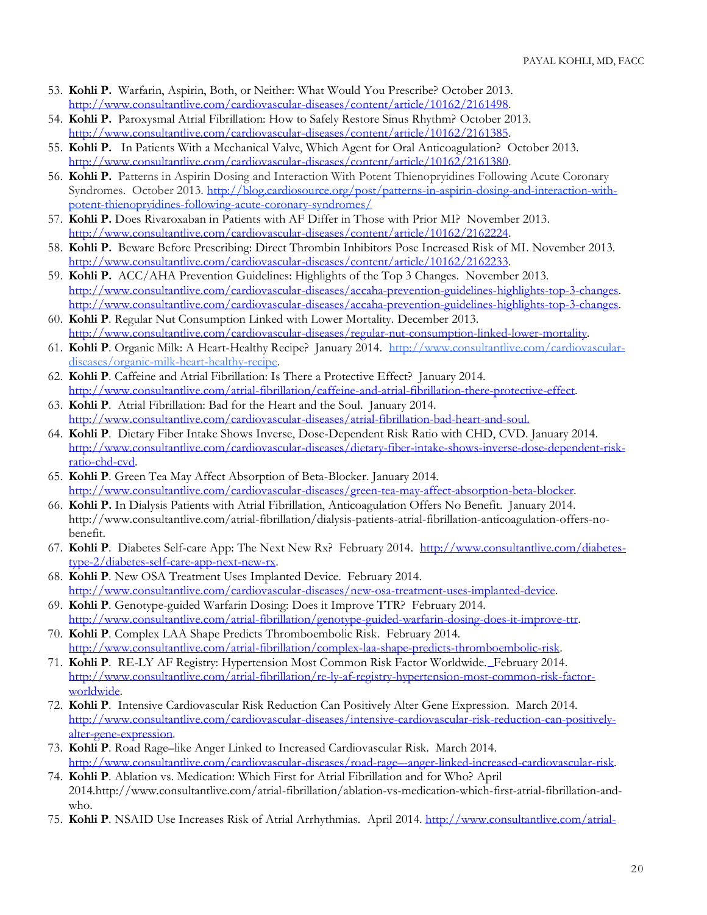53. **Kohli P.** Warfarin, Aspirin, Both, or Neither: What Would You Prescribe? October 2013. http://www.consultantlive.com/cardiovascular-diseases/content/article/10162/2161498.
54. **Kohli P.** Paroxysmal Atrial Fibrillation: How to Safely Restore Sinus Rhythm? October 2013. http://www.consultantlive.com/cardiovascular-diseases/content/article/10162/2161385.
55. **Kohli P.** In Patients With a Mechanical Valve, Which Agent for Oral Anticoagulation? October 2013. http://www.consultantlive.com/cardiovascular-diseases/content/article/10162/2161380.
56. **Kohli P.** Patterns in Aspirin Dosing and Interaction With Potent Thienopryidines Following Acute Coronary Syndromes. October 2013. http://blog.cardiosource.org/post/patterns-in-aspirin-dosing-and-interaction-with-potent-thienopryidines-following-acute-coronary-syndromes/
57. **Kohli P.** Does Rivaroxaban in Patients with AF Differ in Those with Prior MI? November 2013. http://www.consultantlive.com/cardiovascular-diseases/content/article/10162/2162224.
58. **Kohli P.** Beware Before Prescribing: Direct Thrombin Inhibitors Pose Increased Risk of MI. November 2013. http://www.consultantlive.com/cardiovascular-diseases/content/article/10162/2162233.
59. **Kohli P.** ACC/AHA Prevention Guidelines: Highlights of the Top 3 Changes. November 2013. http://www.consultantlive.com/cardiovascular-diseases/accaha-prevention-guidelines-highlights-top-3-changes. http://www.consultantlive.com/cardiovascular-diseases/accaha-prevention-guidelines-highlights-top-3-changes.
60. **Kohli P**. Regular Nut Consumption Linked with Lower Mortality. December 2013. http://www.consultantlive.com/cardiovascular-diseases/regular-nut-consumption-linked-lower-mortality.
61. **Kohli P**. Organic Milk: A Heart-Healthy Recipe? January 2014. http://www.consultantlive.com/cardiovascular-diseases/organic-milk-heart-healthy-recipe.
62. **Kohli P**. Caffeine and Atrial Fibrillation: Is There a Protective Effect? January 2014. http://www.consultantlive.com/atrial-fibrillation/caffeine-and-atrial-fibrillation-there-protective-effect.
63. **Kohli P**. Atrial Fibrillation: Bad for the Heart and the Soul. January 2014. http://www.consultantlive.com/cardiovascular-diseases/atrial-fibrillation-bad-heart-and-soul.
64. **Kohli P**. Dietary Fiber Intake Shows Inverse, Dose-Dependent Risk Ratio with CHD, CVD. January 2014. http://www.consultantlive.com/cardiovascular-diseases/dietary-fiber-intake-shows-inverse-dose-dependent-risk-ratio-chd-cvd.
65. **Kohli P**. Green Tea May Affect Absorption of Beta-Blocker. January 2014. http://www.consultantlive.com/cardiovascular-diseases/green-tea-may-affect-absorption-beta-blocker.
66. **Kohli P.** In Dialysis Patients with Atrial Fibrillation, Anticoagulation Offers No Benefit. January 2014. http://www.consultantlive.com/atrial-fibrillation/dialysis-patients-atrial-fibrillation-anticoagulation-offers-no-benefit.
67. **Kohli P**. Diabetes Self-care App: The Next New Rx? February 2014. http://www.consultantlive.com/diabetes-type-2/diabetes-self-care-app-next-new-rx.
68. **Kohli P**. New OSA Treatment Uses Implanted Device. February 2014. http://www.consultantlive.com/cardiovascular-diseases/new-osa-treatment-uses-implanted-device.
69. **Kohli P**. Genotype-guided Warfarin Dosing: Does it Improve TTR? February 2014. http://www.consultantlive.com/atrial-fibrillation/genotype-guided-warfarin-dosing-does-it-improve-ttr.
70. **Kohli P**. Complex LAA Shape Predicts Thromboembolic Risk. February 2014. http://www.consultantlive.com/atrial-fibrillation/complex-laa-shape-predicts-thromboembolic-risk.
71. **Kohli P**. RE-LY AF Registry: Hypertension Most Common Risk Factor Worldwide. February 2014. http://www.consultantlive.com/atrial-fibrillation/re-ly-af-registry-hypertension-most-common-risk-factor-worldwide.
72. **Kohli P**. Intensive Cardiovascular Risk Reduction Can Positively Alter Gene Expression. March 2014. http://www.consultantlive.com/cardiovascular-diseases/intensive-cardiovascular-risk-reduction-can-positively-alter-gene-expression.
73. **Kohli P**. Road Rage–like Anger Linked to Increased Cardiovascular Risk. March 2014. http://www.consultantlive.com/cardiovascular-diseases/road-rage—anger-linked-increased-cardiovascular-risk.
74. **Kohli P**. Ablation vs. Medication: Which First for Atrial Fibrillation and for Who? April 2014.http://www.consultantlive.com/atrial-fibrillation/ablation-vs-medication-which-first-atrial-fibrillation-and-who.
75. **Kohli P**. NSAID Use Increases Risk of Atrial Arrhythmias. April 2014. http://www.consultantlive.com/atrial-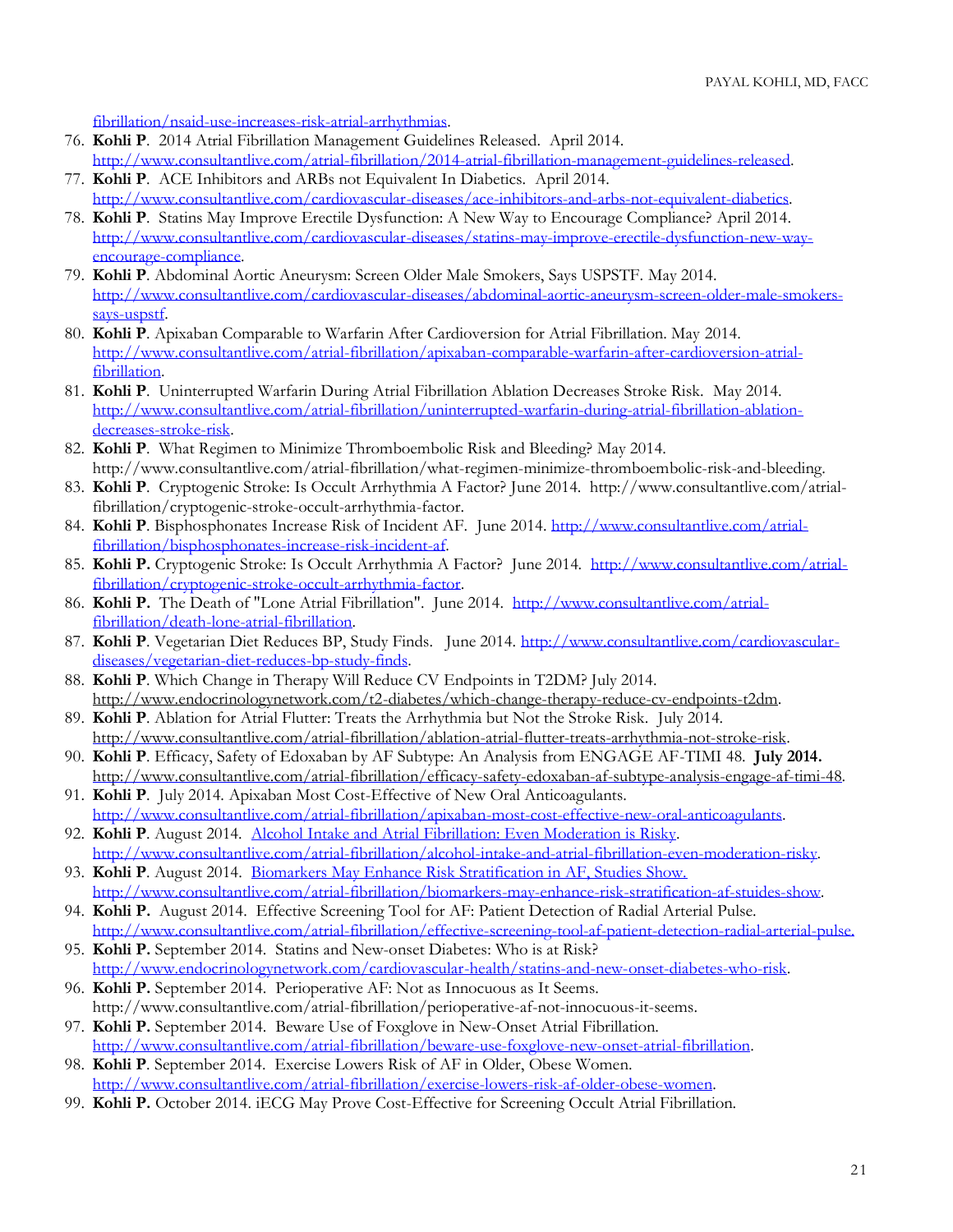fibrillation/nsaid-use-increases-risk-atrial-arrhythmias.

76. **Kohli P**. 2014 Atrial Fibrillation Management Guidelines Released. April 2014. http://www.consultantlive.com/atrial-fibrillation/2014-atrial-fibrillation-management-guidelines-released.
77. **Kohli P**. ACE Inhibitors and ARBs not Equivalent In Diabetics. April 2014. http://www.consultantlive.com/cardiovascular-diseases/ace-inhibitors-and-arbs-not-equivalent-diabetics.
78. **Kohli P**. Statins May Improve Erectile Dysfunction: A New Way to Encourage Compliance? April 2014. http://www.consultantlive.com/cardiovascular-diseases/statins-may-improve-erectile-dysfunction-new-way-encourage-compliance.
79. **Kohli P**. Abdominal Aortic Aneurysm: Screen Older Male Smokers, Says USPSTF. May 2014. http://www.consultantlive.com/cardiovascular-diseases/abdominal-aortic-aneurysm-screen-older-male-smokers-says-uspstf.
80. **Kohli P**. Apixaban Comparable to Warfarin After Cardioversion for Atrial Fibrillation. May 2014. http://www.consultantlive.com/atrial-fibrillation/apixaban-comparable-warfarin-after-cardioversion-atrial-fibrillation.
81. **Kohli P**. Uninterrupted Warfarin During Atrial Fibrillation Ablation Decreases Stroke Risk. May 2014. http://www.consultantlive.com/atrial-fibrillation/uninterrupted-warfarin-during-atrial-fibrillation-ablation-decreases-stroke-risk.
82. **Kohli P**. What Regimen to Minimize Thromboembolic Risk and Bleeding? May 2014. http://www.consultantlive.com/atrial-fibrillation/what-regimen-minimize-thromboembolic-risk-and-bleeding.
83. **Kohli P**. Cryptogenic Stroke: Is Occult Arrhythmia A Factor? June 2014. http://www.consultantlive.com/atrial-fibrillation/cryptogenic-stroke-occult-arrhythmia-factor.
84. **Kohli P**. Bisphosphonates Increase Risk of Incident AF. June 2014. http://www.consultantlive.com/atrial-fibrillation/bisphosphonates-increase-risk-incident-af.
85. **Kohli P.** Cryptogenic Stroke: Is Occult Arrhythmia A Factor? June 2014. http://www.consultantlive.com/atrial-fibrillation/cryptogenic-stroke-occult-arrhythmia-factor.
86. **Kohli P.** The Death of "Lone Atrial Fibrillation". June 2014. http://www.consultantlive.com/atrial-fibrillation/death-lone-atrial-fibrillation.
87. **Kohli P**. Vegetarian Diet Reduces BP, Study Finds. June 2014. http://www.consultantlive.com/cardiovascular-diseases/vegetarian-diet-reduces-bp-study-finds.
88. **Kohli P**. Which Change in Therapy Will Reduce CV Endpoints in T2DM? July 2014. http://www.endocrinologynetwork.com/t2-diabetes/which-change-therapy-reduce-cv-endpoints-t2dm.
89. **Kohli P**. Ablation for Atrial Flutter: Treats the Arrhythmia but Not the Stroke Risk. July 2014. http://www.consultantlive.com/atrial-fibrillation/ablation-atrial-flutter-treats-arrhythmia-not-stroke-risk.
90. **Kohli P**. Efficacy, Safety of Edoxaban by AF Subtype: An Analysis from ENGAGE AF-TIMI 48. **July 2014.** http://www.consultantlive.com/atrial-fibrillation/efficacy-safety-edoxaban-af-subtype-analysis-engage-af-timi-48.
91. **Kohli P**. July 2014. Apixaban Most Cost-Effective of New Oral Anticoagulants. http://www.consultantlive.com/atrial-fibrillation/apixaban-most-cost-effective-new-oral-anticoagulants.
92. **Kohli P**. August 2014. Alcohol Intake and Atrial Fibrillation: Even Moderation is Risky. http://www.consultantlive.com/atrial-fibrillation/alcohol-intake-and-atrial-fibrillation-even-moderation-risky.
93. **Kohli P**. August 2014. Biomarkers May Enhance Risk Stratification in AF, Studies Show. http://www.consultantlive.com/atrial-fibrillation/biomarkers-may-enhance-risk-stratification-af-stuides-show.
94. **Kohli P.** August 2014. Effective Screening Tool for AF: Patient Detection of Radial Arterial Pulse. http://www.consultantlive.com/atrial-fibrillation/effective-screening-tool-af-patient-detection-radial-arterial-pulse.
95. **Kohli P.** September 2014. Statins and New-onset Diabetes: Who is at Risk? http://www.endocrinologynetwork.com/cardiovascular-health/statins-and-new-onset-diabetes-who-risk.
96. **Kohli P.** September 2014. Perioperative AF: Not as Innocuous as It Seems. http://www.consultantlive.com/atrial-fibrillation/perioperative-af-not-innocuous-it-seems.
97. **Kohli P.** September 2014. Beware Use of Foxglove in New-Onset Atrial Fibrillation. http://www.consultantlive.com/atrial-fibrillation/beware-use-foxglove-new-onset-atrial-fibrillation.
98. **Kohli P**. September 2014. Exercise Lowers Risk of AF in Older, Obese Women. http://www.consultantlive.com/atrial-fibrillation/exercise-lowers-risk-af-older-obese-women.
99. **Kohli P.** October 2014. iECG May Prove Cost-Effective for Screening Occult Atrial Fibrillation.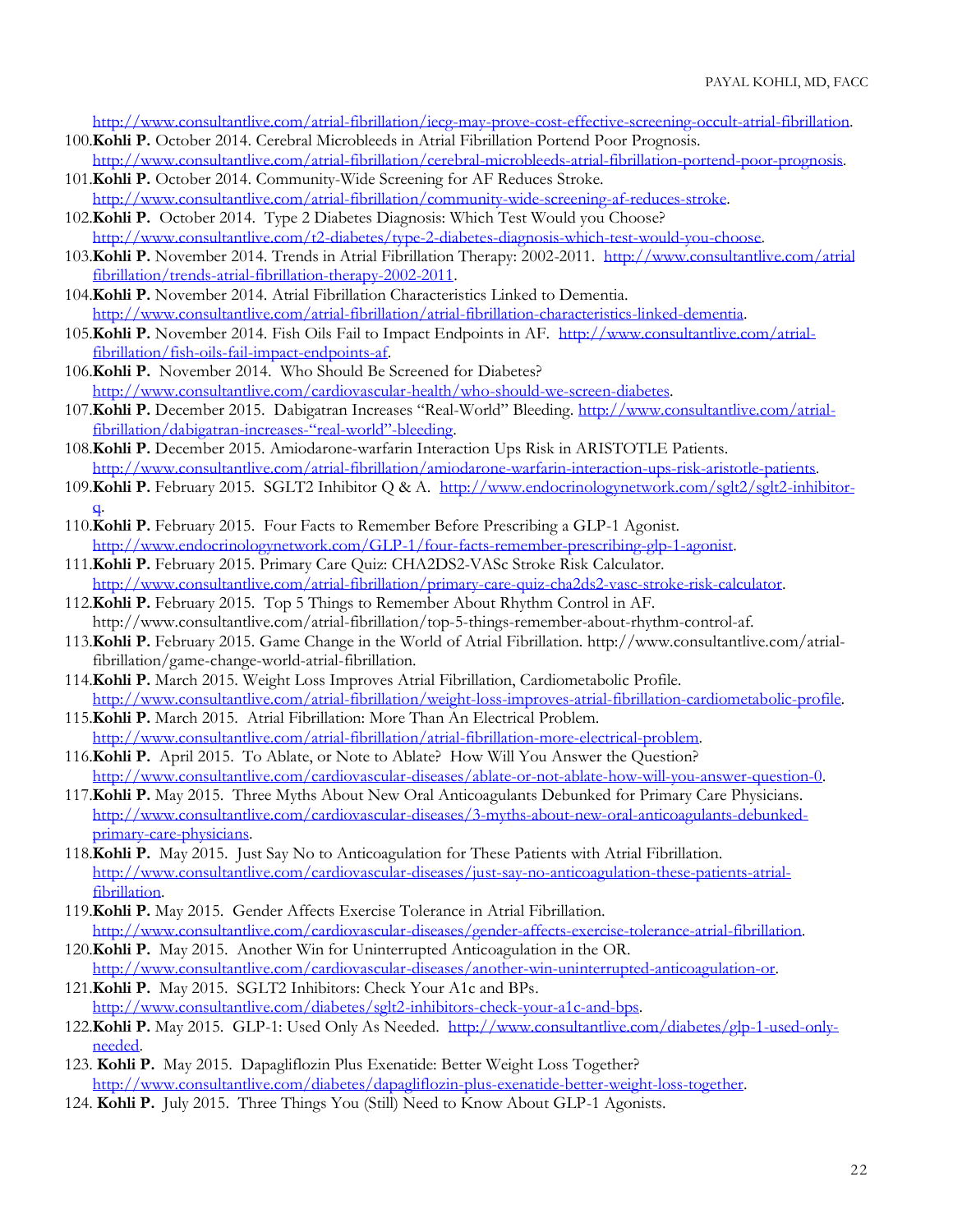http://www.consultantlive.com/atrial-fibrillation/iecg-may-prove-cost-effective-screening-occult-atrial-fibrillation.

100. **Kohli P.** October 2014. Cerebral Microbleeds in Atrial Fibrillation Portend Poor Prognosis. http://www.consultantlive.com/atrial-fibrillation/cerebral-microbleeds-atrial-fibrillation-portend-poor-prognosis.
101. **Kohli P.** October 2014. Community-Wide Screening for AF Reduces Stroke. http://www.consultantlive.com/atrial-fibrillation/community-wide-screening-af-reduces-stroke.
102. **Kohli P.** October 2014. Type 2 Diabetes Diagnosis: Which Test Would you Choose? http://www.consultantlive.com/t2-diabetes/type-2-diabetes-diagnosis-which-test-would-you-choose.
103. **Kohli P.** November 2014. Trends in Atrial Fibrillation Therapy: 2002-2011. http://www.consultantlive.com/atrial fibrillation/trends-atrial-fibrillation-therapy-2002-2011.
104. **Kohli P.** November 2014. Atrial Fibrillation Characteristics Linked to Dementia. http://www.consultantlive.com/atrial-fibrillation/atrial-fibrillation-characteristics-linked-dementia.
105. **Kohli P.** November 2014. Fish Oils Fail to Impact Endpoints in AF. http://www.consultantlive.com/atrial-fibrillation/fish-oils-fail-impact-endpoints-af.
106. **Kohli P.** November 2014. Who Should Be Screened for Diabetes? http://www.consultantlive.com/cardiovascular-health/who-should-we-screen-diabetes.
107. **Kohli P.** December 2015. Dabigatran Increases "Real-World" Bleeding. http://www.consultantlive.com/atrial-fibrillation/dabigatran-increases-"real-world"-bleeding.
108. **Kohli P.** December 2015. Amiodarone-warfarin Interaction Ups Risk in ARISTOTLE Patients. http://www.consultantlive.com/atrial-fibrillation/amiodarone-warfarin-interaction-ups-risk-aristotle-patients.
109. **Kohli P.** February 2015. SGLT2 Inhibitor Q & A. http://www.endocrinologynetwork.com/sglt2/sglt2-inhibitor-q.
110. **Kohli P.** February 2015. Four Facts to Remember Before Prescribing a GLP-1 Agonist. http://www.endocrinologynetwork.com/GLP-1/four-facts-remember-prescribing-glp-1-agonist.
111. **Kohli P.** February 2015. Primary Care Quiz: CHA2DS2-VASc Stroke Risk Calculator. http://www.consultantlive.com/atrial-fibrillation/primary-care-quiz-cha2ds2-vasc-stroke-risk-calculator.
112. **Kohli P.** February 2015. Top 5 Things to Remember About Rhythm Control in AF. http://www.consultantlive.com/atrial-fibrillation/top-5-things-remember-about-rhythm-control-af.
113. **Kohli P.** February 2015. Game Change in the World of Atrial Fibrillation. http://www.consultantlive.com/atrial-fibrillation/game-change-world-atrial-fibrillation.
114. **Kohli P.** March 2015. Weight Loss Improves Atrial Fibrillation, Cardiometabolic Profile. http://www.consultantlive.com/atrial-fibrillation/weight-loss-improves-atrial-fibrillation-cardiometabolic-profile.
115. **Kohli P.** March 2015. Atrial Fibrillation: More Than An Electrical Problem. http://www.consultantlive.com/atrial-fibrillation/atrial-fibrillation-more-electrical-problem.
116. **Kohli P.** April 2015. To Ablate, or Note to Ablate? How Will You Answer the Question? http://www.consultantlive.com/cardiovascular-diseases/ablate-or-not-ablate-how-will-you-answer-question-0.
117. **Kohli P.** May 2015. Three Myths About New Oral Anticoagulants Debunked for Primary Care Physicians. http://www.consultantlive.com/cardiovascular-diseases/3-myths-about-new-oral-anticoagulants-debunked-primary-care-physicians.
118. **Kohli P.** May 2015. Just Say No to Anticoagulation for These Patients with Atrial Fibrillation. http://www.consultantlive.com/cardiovascular-diseases/just-say-no-anticoagulation-these-patients-atrial-fibrillation.
119. **Kohli P.** May 2015. Gender Affects Exercise Tolerance in Atrial Fibrillation. http://www.consultantlive.com/cardiovascular-diseases/gender-affects-exercise-tolerance-atrial-fibrillation.
120. **Kohli P.** May 2015. Another Win for Uninterrupted Anticoagulation in the OR. http://www.consultantlive.com/cardiovascular-diseases/another-win-uninterrupted-anticoagulation-or.
121. **Kohli P.** May 2015. SGLT2 Inhibitors: Check Your A1c and BPs. http://www.consultantlive.com/diabetes/sglt2-inhibitors-check-your-a1c-and-bps.
122. **Kohli P.** May 2015. GLP-1: Used Only As Needed. http://www.consultantlive.com/diabetes/glp-1-used-only-needed.
123. **Kohli P.** May 2015. Dapagliflozin Plus Exenatide: Better Weight Loss Together? http://www.consultantlive.com/diabetes/dapagliflozin-plus-exenatide-better-weight-loss-together.
124. **Kohli P.** July 2015. Three Things You (Still) Need to Know About GLP-1 Agonists.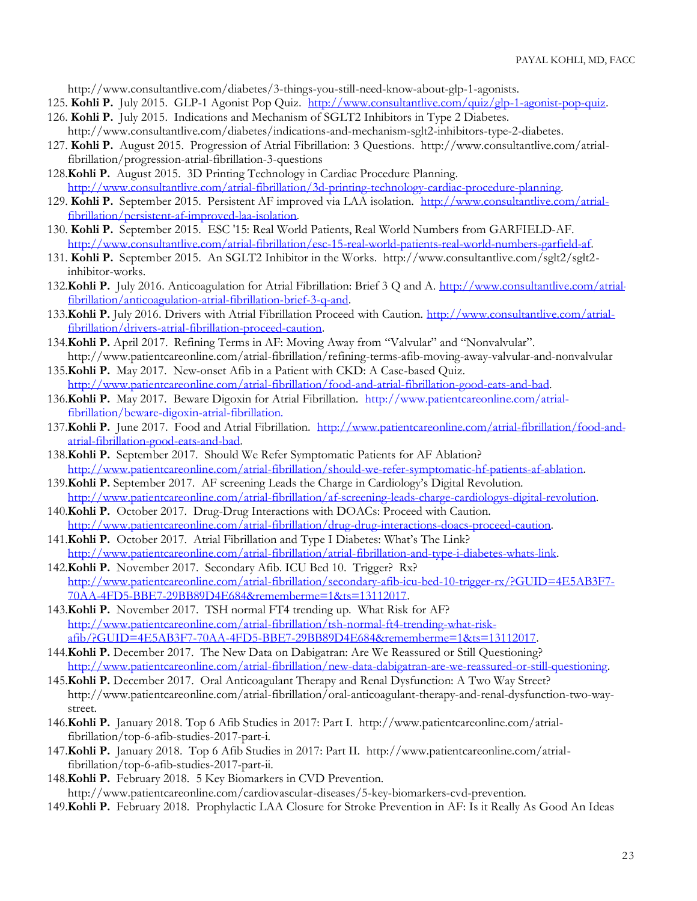http://www.consultantlive.com/diabetes/3-things-you-still-need-know-about-glp-1-agonists.

125. **Kohli P.** July 2015. GLP-1 Agonist Pop Quiz. http://www.consultantlive.com/quiz/glp-1-agonist-pop-quiz.
126. **Kohli P.** July 2015. Indications and Mechanism of SGLT2 Inhibitors in Type 2 Diabetes. http://www.consultantlive.com/diabetes/indications-and-mechanism-sglt2-inhibitors-type-2-diabetes.
127. **Kohli P.** August 2015. Progression of Atrial Fibrillation: 3 Questions. http://www.consultantlive.com/atrial-fibrillation/progression-atrial-fibrillation-3-questions
128. **Kohli P.** August 2015. 3D Printing Technology in Cardiac Procedure Planning. http://www.consultantlive.com/atrial-fibrillation/3d-printing-technology-cardiac-procedure-planning.
129. **Kohli P.** September 2015. Persistent AF improved via LAA isolation. http://www.consultantlive.com/atrial-fibrillation/persistent-af-improved-laa-isolation.
130. **Kohli P.** September 2015. ESC '15: Real World Patients, Real World Numbers from GARFIELD-AF. http://www.consultantlive.com/atrial-fibrillation/esc-15-real-world-patients-real-world-numbers-garfield-af.
131. **Kohli P.** September 2015. An SGLT2 Inhibitor in the Works. http://www.consultantlive.com/sglt2/sglt2-inhibitor-works.
132. **Kohli P.** July 2016. Anticoagulation for Atrial Fibrillation: Brief 3 Q and A. http://www.consultantlive.com/atrial-fibrillation/anticoagulation-atrial-fibrillation-brief-3-q-and.
133. **Kohli P.** July 2016. Drivers with Atrial Fibrillation Proceed with Caution. http://www.consultantlive.com/atrial-fibrillation/drivers-atrial-fibrillation-proceed-caution.
134. **Kohli P.** April 2017. Refining Terms in AF: Moving Away from "Valvular" and "Nonvalvular". http://www.patientcareonline.com/atrial-fibrillation/refining-terms-afib-moving-away-valvular-and-nonvalvular
135. **Kohli P.** May 2017. New-onset Afib in a Patient with CKD: A Case-based Quiz. http://www.patientcareonline.com/atrial-fibrillation/food-and-atrial-fibrillation-good-eats-and-bad.
136. **Kohli P.** May 2017. Beware Digoxin for Atrial Fibrillation. http://www.patientcareonline.com/atrial-fibrillation/beware-digoxin-atrial-fibrillation.
137. **Kohli P.** June 2017. Food and Atrial Fibrillation. http://www.patientcareonline.com/atrial-fibrillation/food-and-atrial-fibrillation-good-eats-and-bad.
138. **Kohli P.** September 2017. Should We Refer Symptomatic Patients for AF Ablation? http://www.patientcareonline.com/atrial-fibrillation/should-we-refer-symptomatic-hf-patients-af-ablation.
139. **Kohli P.** September 2017. AF screening Leads the Charge in Cardiology's Digital Revolution. http://www.patientcareonline.com/atrial-fibrillation/af-screening-leads-charge-cardiologys-digital-revolution.
140. **Kohli P.** October 2017. Drug-Drug Interactions with DOACs: Proceed with Caution. http://www.patientcareonline.com/atrial-fibrillation/drug-drug-interactions-doacs-proceed-caution.
141. **Kohli P.** October 2017. Atrial Fibrillation and Type I Diabetes: What's The Link? http://www.patientcareonline.com/atrial-fibrillation/atrial-fibrillation-and-type-i-diabetes-whats-link.
142. **Kohli P.** November 2017. Secondary Afib. ICU Bed 10. Trigger? Rx? http://www.patientcareonline.com/atrial-fibrillation/secondary-afib-icu-bed-10-trigger-rx/?GUID=4E5AB3F7-70AA-4FD5-BBE7-29BB89D4E684&rememberme=1&ts=13112017.
143. **Kohli P.** November 2017. TSH normal FT4 trending up. What Risk for AF? http://www.patientcareonline.com/atrial-fibrillation/tsh-normal-ft4-trending-what-risk-afib/?GUID=4E5AB3F7-70AA-4FD5-BBE7-29BB89D4E684&rememberme=1&ts=13112017.
144. **Kohli P.** December 2017. The New Data on Dabigatran: Are We Reassured or Still Questioning? http://www.patientcareonline.com/atrial-fibrillation/new-data-dabigatran-are-we-reassured-or-still-questioning.
145. **Kohli P.** December 2017. Oral Anticoagulant Therapy and Renal Dysfunction: A Two Way Street? http://www.patientcareonline.com/atrial-fibrillation/oral-anticoagulant-therapy-and-renal-dysfunction-two-way-street.
146. **Kohli P.** January 2018. Top 6 Afib Studies in 2017: Part I. http://www.patientcareonline.com/atrial-fibrillation/top-6-afib-studies-2017-part-i.
147. **Kohli P.** January 2018. Top 6 Afib Studies in 2017: Part II. http://www.patientcareonline.com/atrial-fibrillation/top-6-afib-studies-2017-part-ii.
148. **Kohli P.** February 2018. 5 Key Biomarkers in CVD Prevention. http://www.patientcareonline.com/cardiovascular-diseases/5-key-biomarkers-cvd-prevention.
149. **Kohli P.** February 2018. Prophylactic LAA Closure for Stroke Prevention in AF: Is it Really As Good An Ideas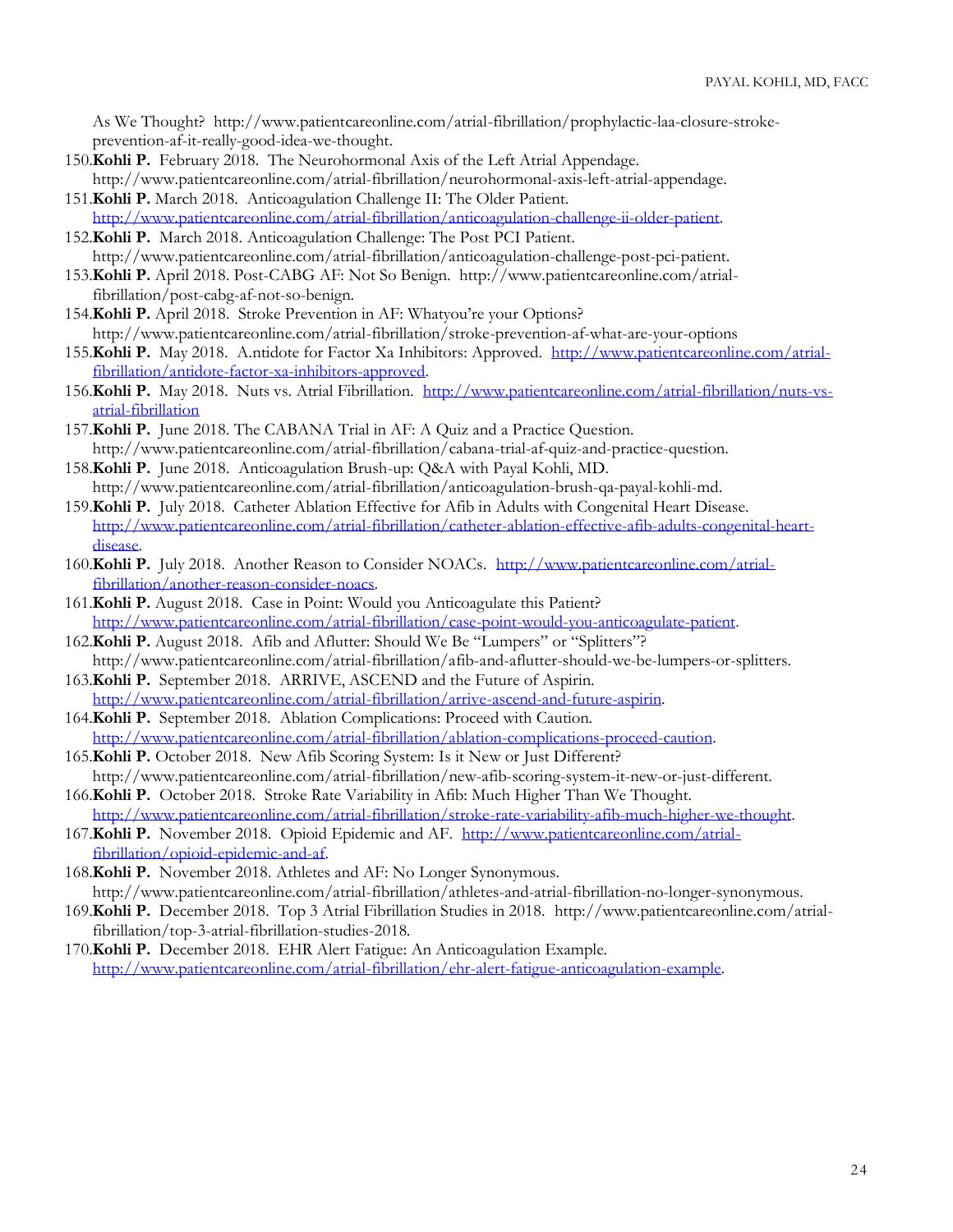As We Thought? http://www.patientcareonline.com/atrial-fibrillation/prophylactic-laa-closure-stroke-prevention-af-it-really-good-idea-we-thought.

150. **Kohli P.** February 2018. The Neurohormonal Axis of the Left Atrial Appendage. http://www.patientcareonline.com/atrial-fibrillation/neurohormonal-axis-left-atrial-appendage.
151. **Kohli P.** March 2018. Anticoagulation Challenge II: The Older Patient. http://www.patientcareonline.com/atrial-fibrillation/anticoagulation-challenge-ii-older-patient.
152. **Kohli P.** March 2018. Anticoagulation Challenge: The Post PCI Patient. http://www.patientcareonline.com/atrial-fibrillation/anticoagulation-challenge-post-pci-patient.
153. **Kohli P.** April 2018. Post-CABG AF: Not So Benign. http://www.patientcareonline.com/atrial-fibrillation/post-cabg-af-not-so-benign.
154. **Kohli P.** April 2018. Stroke Prevention in AF: Whatyou're your Options? http://www.patientcareonline.com/atrial-fibrillation/stroke-prevention-af-what-are-your-options
155. **Kohli P.** May 2018. A.ntidote for Factor Xa Inhibitors: Approved. http://www.patientcareonline.com/atrial-fibrillation/antidote-factor-xa-inhibitors-approved.
156. **Kohli P.** May 2018. Nuts vs. Atrial Fibrillation. http://www.patientcareonline.com/atrial-fibrillation/nuts-vs-atrial-fibrillation
157. **Kohli P.** June 2018. The CABANA Trial in AF: A Quiz and a Practice Question. http://www.patientcareonline.com/atrial-fibrillation/cabana-trial-af-quiz-and-practice-question.
158. **Kohli P.** June 2018. Anticoagulation Brush-up: Q&A with Payal Kohli, MD. http://www.patientcareonline.com/atrial-fibrillation/anticoagulation-brush-qa-payal-kohli-md.
159. **Kohli P.** July 2018. Catheter Ablation Effective for Afib in Adults with Congenital Heart Disease. http://www.patientcareonline.com/atrial-fibrillation/catheter-ablation-effective-afib-adults-congenital-heart-disease.
160. **Kohli P.** July 2018. Another Reason to Consider NOACs. http://www.patientcareonline.com/atrial-fibrillation/another-reason-consider-noacs.
161. **Kohli P.** August 2018. Case in Point: Would you Anticoagulate this Patient? http://www.patientcareonline.com/atrial-fibrillation/case-point-would-you-anticoagulate-patient.
162. **Kohli P.** August 2018. Afib and Aflutter: Should We Be "Lumpers" or "Splitters"? http://www.patientcareonline.com/atrial-fibrillation/afib-and-aflutter-should-we-be-lumpers-or-splitters.
163. **Kohli P.** September 2018. ARRIVE, ASCEND and the Future of Aspirin. http://www.patientcareonline.com/atrial-fibrillation/arrive-ascend-and-future-aspirin.
164. **Kohli P.** September 2018. Ablation Complications: Proceed with Caution. http://www.patientcareonline.com/atrial-fibrillation/ablation-complications-proceed-caution.
165. **Kohli P.** October 2018. New Afib Scoring System: Is it New or Just Different? http://www.patientcareonline.com/atrial-fibrillation/new-afib-scoring-system-it-new-or-just-different.
166. **Kohli P.** October 2018. Stroke Rate Variability in Afib: Much Higher Than We Thought. http://www.patientcareonline.com/atrial-fibrillation/stroke-rate-variability-afib-much-higher-we-thought.
167. **Kohli P.** November 2018. Opioid Epidemic and AF. http://www.patientcareonline.com/atrial-fibrillation/opioid-epidemic-and-af.
168. **Kohli P.** November 2018. Athletes and AF: No Longer Synonymous. http://www.patientcareonline.com/atrial-fibrillation/athletes-and-atrial-fibrillation-no-longer-synonymous.
169. **Kohli P.** December 2018. Top 3 Atrial Fibrillation Studies in 2018. http://www.patientcareonline.com/atrial-fibrillation/top-3-atrial-fibrillation-studies-2018.
170. **Kohli P.** December 2018. EHR Alert Fatigue: An Anticoagulation Example. http://www.patientcareonline.com/atrial-fibrillation/ehr-alert-fatigue-anticoagulation-example.